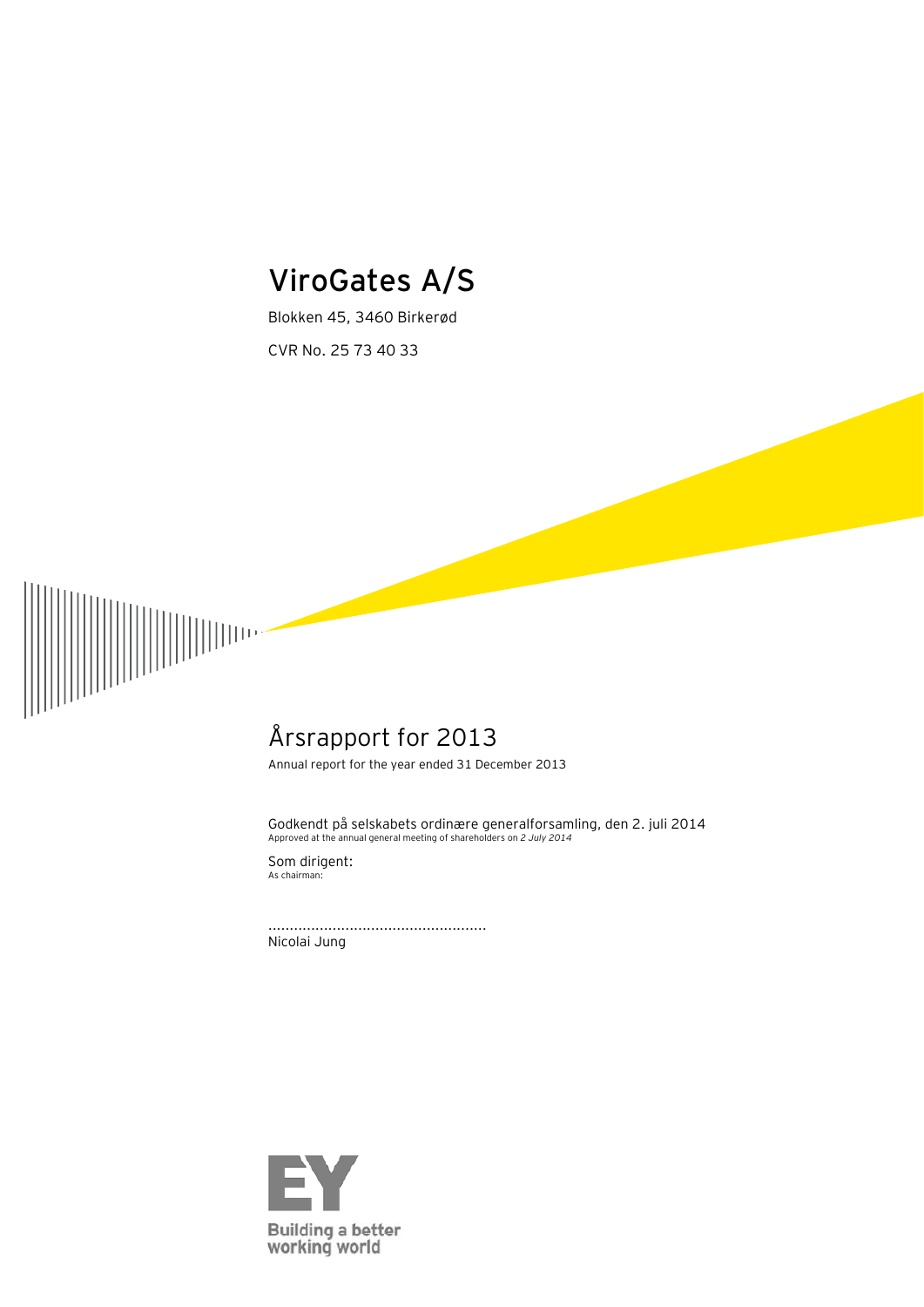# ViroGates A/S

Blokken 45, 3460 Birkerød

CVR No. 25 73 40 33

# Årsrapport for 2013

Annual report for the year ended 31 December 2013

Godkendt på selskabets ordinære generalforsamling, den 2. juli 2014
Approved at the annual general meeting of shareholders on *2 July 2014*

Som dirigent:
As chairman:

..................................................
Nicolai Jung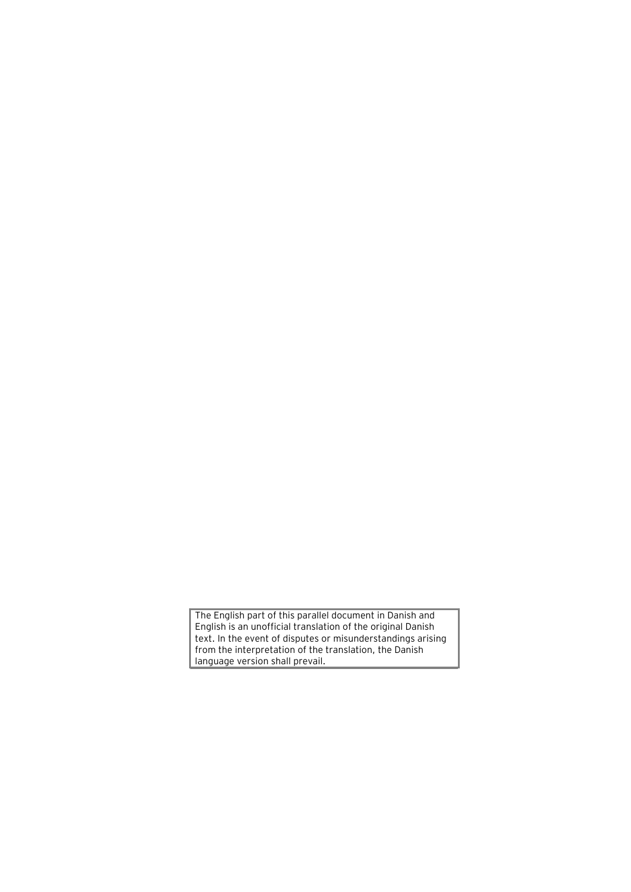The English part of this parallel document in Danish and English is an unofficial translation of the original Danish text. In the event of disputes or misunderstandings arising from the interpretation of the translation, the Danish language version shall prevail.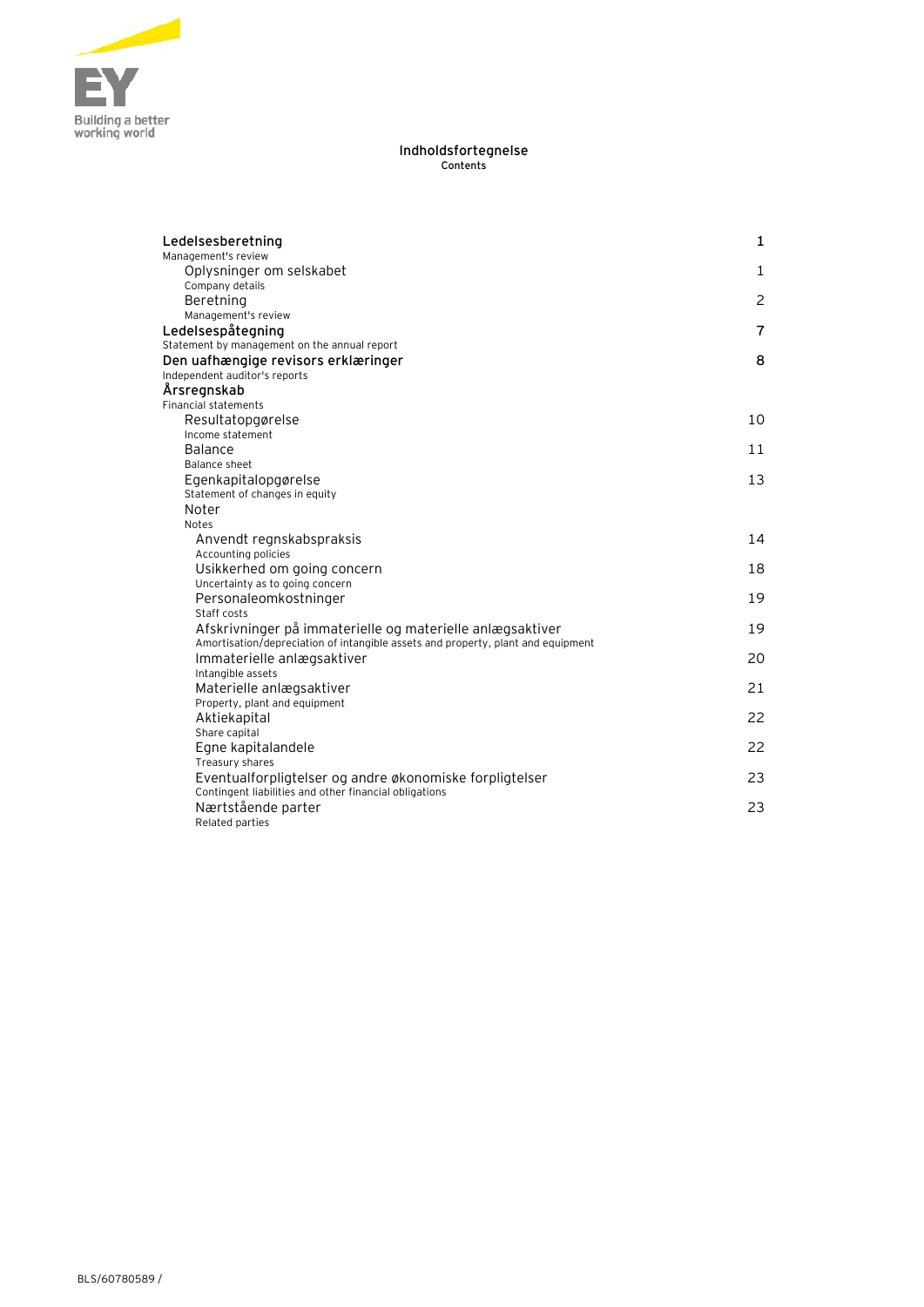# Indholdsfortegnelse
Contents

| | |
|---|---|
| **Ledelsesberetning**<br>Management's review | **1** |
| Oplysninger om selskabet<br>Company details | 1 |
| Beretning<br>Management's review | 2 |
| **Ledelsespåtegning**<br>Statement by management on the annual report | **7** |
| **Den uafhængige revisors erklæringer**<br>Independent auditor's reports | **8** |
| **Årsregnskab**<br>Financial statements | |
| Resultatopgørelse<br>Income statement | 10 |
| Balance<br>Balance sheet | 11 |
| Egenkapitalopgørelse<br>Statement of changes in equity | 13 |
| Noter<br>Notes | |
| Anvendt regnskabspraksis<br>Accounting policies | 14 |
| Usikkerhed om going concern<br>Uncertainty as to going concern | 18 |
| Personaleomkostninger<br>Staff costs | 19 |
| Afskrivninger på immaterielle og materielle anlægsaktiver<br>Amortisation/depreciation of intangible assets and property, plant and equipment | 19 |
| Immaterielle anlægsaktiver<br>Intangible assets | 20 |
| Materielle anlægsaktiver<br>Property, plant and equipment | 21 |
| Aktiekapital<br>Share capital | 22 |
| Egne kapitalandele<br>Treasury shares | 22 |
| Eventualforpligtelser og andre økonomiske forpligtelser<br>Contingent liabilities and other financial obligations | 23 |
| Nærtstående parter<br>Related parties | 23 |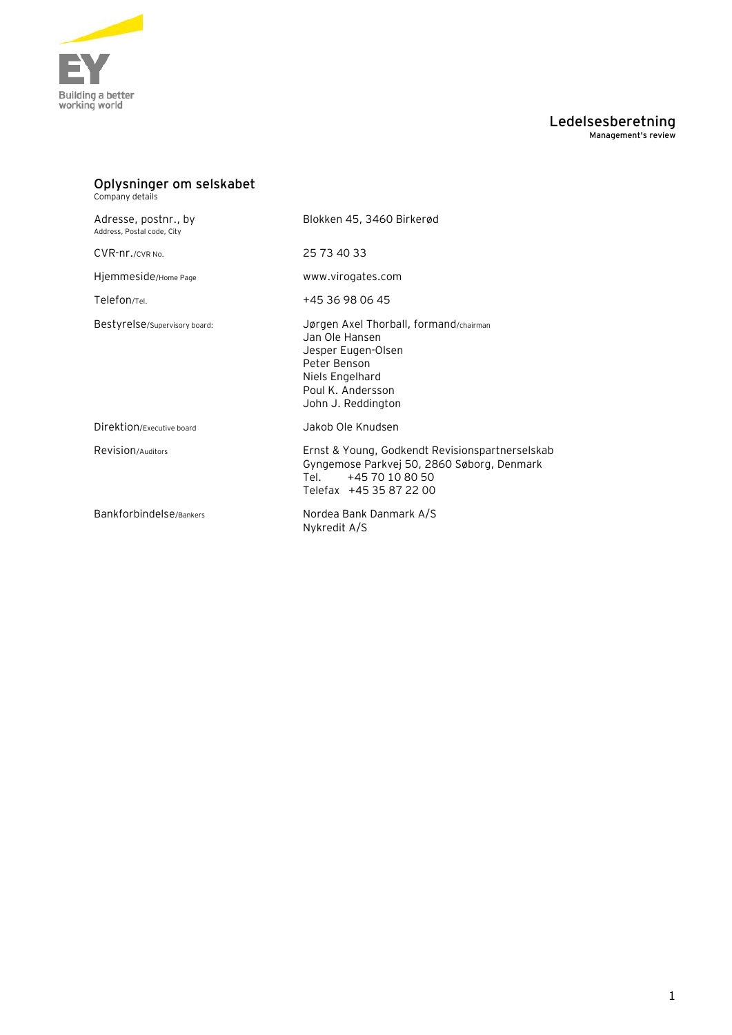# Ledelsesberetning
Management's review

## Oplysninger om selskabet
Company details

| | |
|---|---|
| Adresse, postnr., by<br>Address, Postal code, City | Blokken 45, 3460 Birkerød |
| CVR-nr./CVR No. | 25 73 40 33 |
| Hjemmeside/Home Page | www.virogates.com |
| Telefon/Tel. | +45 36 98 06 45 |
| Bestyrelse/Supervisory board: | Jørgen Axel Thorball, formand/chairman<br>Jan Ole Hansen<br>Jesper Eugen-Olsen<br>Peter Benson<br>Niels Engelhard<br>Poul K. Andersson<br>John J. Reddington |
| Direktion/Executive board | Jakob Ole Knudsen |
| Revision/Auditors | Ernst & Young, Godkendt Revisionspartnerselskab<br>Gyngemose Parkvej 50, 2860 Søborg, Denmark<br>Tel. +45 70 10 80 50<br>Telefax +45 35 87 22 00 |
| Bankforbindelse/Bankers | Nordea Bank Danmark A/S<br>Nykredit A/S |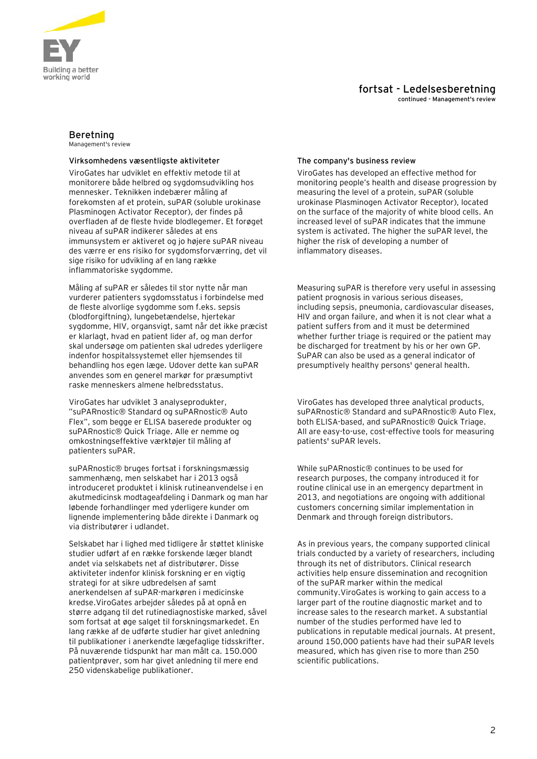## Beretning
Management's review

### Virksomhedens væsentligste aktiviteter

ViroGates har udviklet en effektiv metode til at monitorere både helbred og sygdomsudvikling hos mennesker. Teknikken indebærer måling af forekomsten af et protein, suPAR (soluble urokinase Plasminogen Activator Receptor), der findes på overfladen af de fleste hvide blodlegemer. Et forøget niveau af suPAR indikerer således at ens immunsystem er aktiveret og jo højere suPAR niveau des værre er ens risiko for sygdomsforværring, det vil sige risiko for udvikling af en lang række inflammatoriske sygdomme.

Måling af suPAR er således til stor nytte når man vurderer patienters sygdomsstatus i forbindelse med de fleste alvorlige sygdomme som f.eks. sepsis (blodforgiftning), lungebetændelse, hjertekar sygdomme, HIV, organsvigt, samt når det ikke præcist er klarlagt, hvad en patient lider af, og man derfor skal undersøge om patienten skal udredes yderligere indenfor hospitalssystemet eller hjemsendes til behandling hos egen læge. Udover dette kan suPAR anvendes som en generel markør for præsumptivt raske menneskers almene helbredsstatus.

ViroGates har udviklet 3 analyseprodukter, "suPARnostic® Standard og suPARnostic® Auto Flex", som begge er ELISA baserede produkter og suPARnostic® Quick Triage. Alle er nemme og omkostningseffektive værktøjer til måling af patienters suPAR.

suPARnostic® bruges fortsat i forskningsmæssig sammenhæng, men selskabet har i 2013 også introduceret produktet i klinisk rutineanvendelse i en akutmedicinsk modtageafdeling i Danmark og man har løbende forhandlinger med yderligere kunder om lignende implementering både direkte i Danmark og via distributører i udlandet.

Selskabet har i lighed med tidligere år støttet kliniske studier udført af en række forskende læger blandt andet via selskabets net af distributører. Disse aktiviteter indenfor klinisk forskning er en vigtig strategi for at sikre udbredelsen af samt anerkendelsen af suPAR-markøren i medicinske kredse.ViroGates arbejder således på at opnå en større adgang til det rutinediagnostiske marked, såvel som fortsat at øge salget til forskningsmarkedet. En lang række af de udførte studier har givet anledning til publikationer i anerkendte lægefaglige tidsskrifter. På nuværende tidspunkt har man målt ca. 150.000 patientprøver, som har givet anledning til mere end 250 videnskabelige publikationer.

### The company's business review

ViroGates has developed an effective method for monitoring people's health and disease progression by measuring the level of a protein, suPAR (soluble urokinase Plasminogen Activator Receptor), located on the surface of the majority of white blood cells. An increased level of suPAR indicates that the immune system is activated. The higher the suPAR level, the higher the risk of developing a number of inflammatory diseases.

Measuring suPAR is therefore very useful in assessing patient prognosis in various serious diseases, including sepsis, pneumonia, cardiovascular diseases, HIV and organ failure, and when it is not clear what a patient suffers from and it must be determined whether further triage is required or the patient may be discharged for treatment by his or her own GP. SuPAR can also be used as a general indicator of presumptively healthy persons' general health.

ViroGates has developed three analytical products, suPARnostic® Standard and suPARnostic® Auto Flex, both ELISA-based, and suPARnostic® Quick Triage. All are easy-to-use, cost-effective tools for measuring patients' suPAR levels.

While suPARnostic® continues to be used for research purposes, the company introduced it for routine clinical use in an emergency department in 2013, and negotiations are ongoing with additional customers concerning similar implementation in Denmark and through foreign distributors.

As in previous years, the company supported clinical trials conducted by a variety of researchers, including through its net of distributors. Clinical research activities help ensure dissemination and recognition of the suPAR marker within the medical community.ViroGates is working to gain access to a larger part of the routine diagnostic market and to increase sales to the research market. A substantial number of the studies performed have led to publications in reputable medical journals. At present, around 150,000 patients have had their suPAR levels measured, which has given rise to more than 250 scientific publications.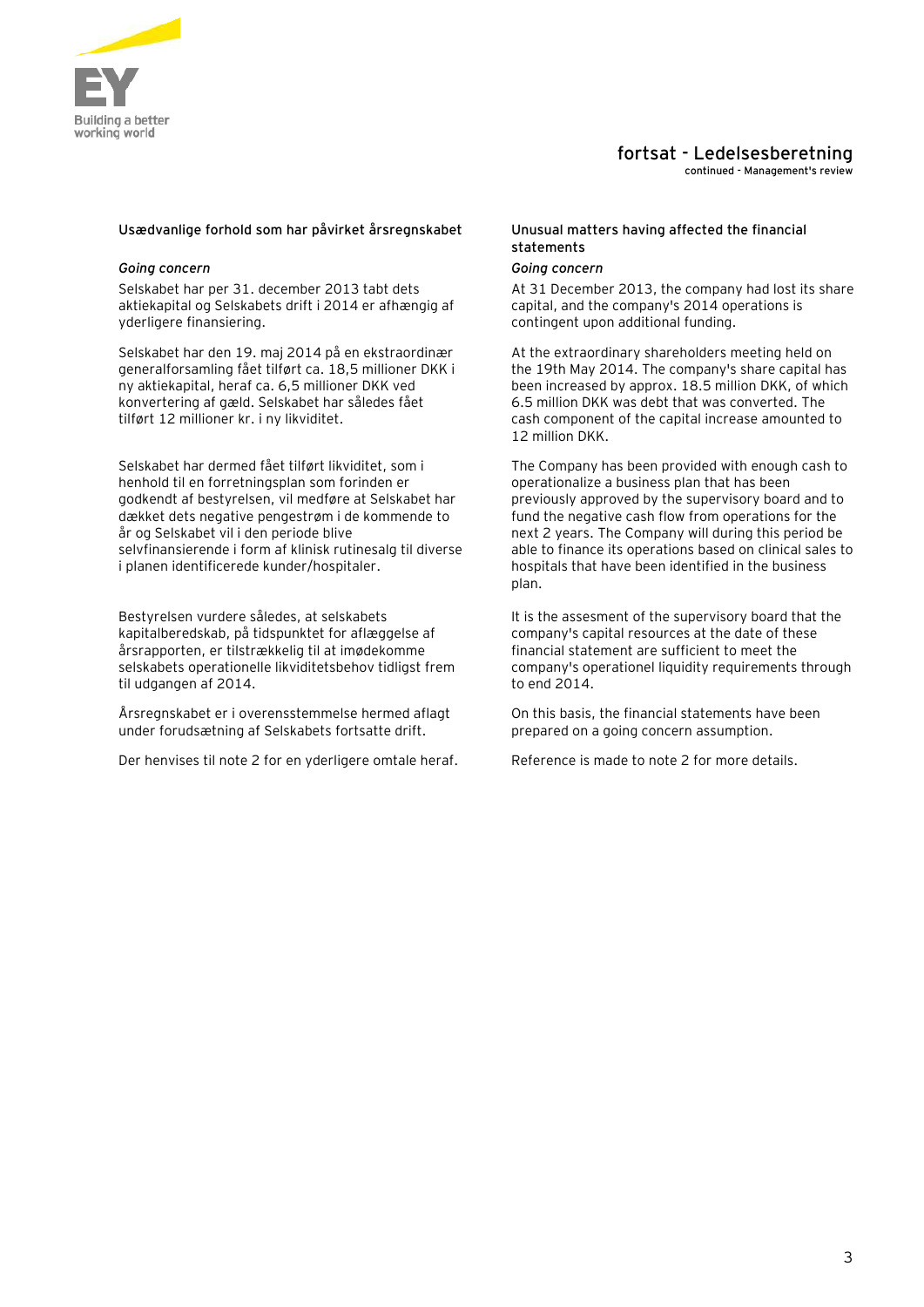## Usædvanlige forhold som har påvirket årsregnskabet

### *Going concern*

Selskabet har per 31. december 2013 tabt dets aktiekapital og Selskabets drift i 2014 er afhængig af yderligere finansiering.

Selskabet har den 19. maj 2014 på en ekstraordinær generalforsamling fået tilført ca. 18,5 millioner DKK i ny aktiekapital, heraf ca. 6,5 millioner DKK ved konvertering af gæld. Selskabet har således fået tilført 12 millioner kr. i ny likviditet.

Selskabet har dermed fået tilført likviditet, som i henhold til en forretningsplan som forinden er godkendt af bestyrelsen, vil medføre at Selskabet har dækket dets negative pengestrøm i de kommende to år og Selskabet vil i den periode blive selvfinansierende i form af klinisk rutinesalg til diverse i planen identificerede kunder/hospitaler.

Bestyrelsen vurdere således, at selskabets kapitalberedskab, på tidspunktet for aflæggelse af årsrapporten, er tilstrækkelig til at imødekomme selskabets operationelle likviditetsbehov tidligst frem til udgangen af 2014.

Årsregnskabet er i overensstemmelse hermed aflagt under forudsætning af Selskabets fortsatte drift.

Der henvises til note 2 for en yderligere omtale heraf.

## Unusual matters having affected the financial statements

### *Going concern*

At 31 December 2013, the company had lost its share capital, and the company's 2014 operations is contingent upon additional funding.

At the extraordinary shareholders meeting held on the 19th May 2014. The company's share capital has been increased by approx. 18.5 million DKK, of which 6.5 million DKK was debt that was converted. The cash component of the capital increase amounted to 12 million DKK.

The Company has been provided with enough cash to operationalize a business plan that has been previously approved by the supervisory board and to fund the negative cash flow from operations for the next 2 years. The Company will during this period be able to finance its operations based on clinical sales to hospitals that have been identified in the business plan.

It is the assesment of the supervisory board that the company's capital resources at the date of these financial statement are sufficient to meet the company's operationel liquidity requirements through to end 2014.

On this basis, the financial statements have been prepared on a going concern assumption.

Reference is made to note 2 for more details.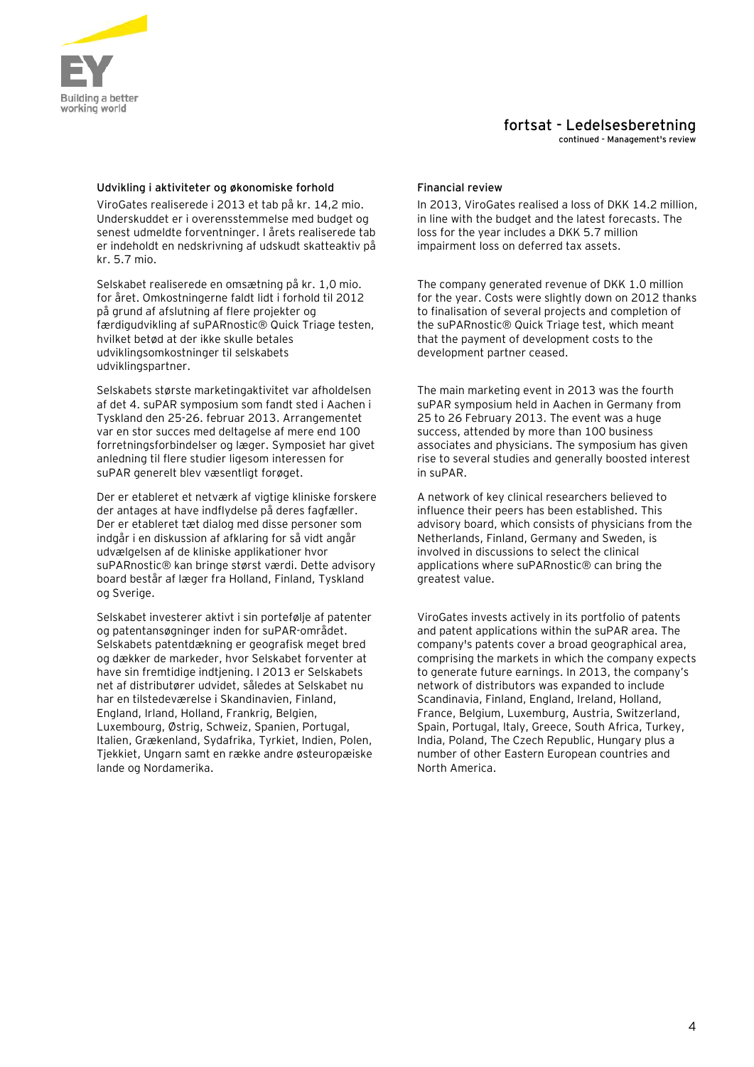## fortsat - Ledelsesberetning

continued - Management's review

### Udvikling i aktiviteter og økonomiske forhold

ViroGates realiserede i 2013 et tab på kr. 14,2 mio. Underskuddet er i overensstemmelse med budget og senest udmeldte forventninger. I årets realiserede tab er indeholdt en nedskrivning af udskudt skatteaktiv på kr. 5.7 mio.

Selskabet realiserede en omsætning på kr. 1,0 mio. for året. Omkostningerne faldt lidt i forhold til 2012 på grund af afslutning af flere projekter og færdigudvikling af suPARnostic® Quick Triage testen, hvilket betød at der ikke skulle betales udviklingsomkostninger til selskabets udviklingspartner.

Selskabets største marketingaktivitet var afholdelsen af det 4. suPAR symposium som fandt sted i Aachen i Tyskland den 25-26. februar 2013. Arrangementet var en stor succes med deltagelse af mere end 100 forretningsforbindelser og læger. Symposiet har givet anledning til flere studier ligesom interessen for suPAR generelt blev væsentligt forøget.

Der er etableret et netværk af vigtige kliniske forskere der antages at have indflydelse på deres fagfæller. Der er etableret tæt dialog med disse personer som indgår i en diskussion af afklaring for så vidt angår udvælgelsen af de kliniske applikationer hvor suPARnostic® kan bringe størst værdi. Dette advisory board består af læger fra Holland, Finland, Tyskland og Sverige.

Selskabet investerer aktivt i sin portefølje af patenter og patentansøgninger inden for suPAR-området. Selskabets patentdækning er geografisk meget bred og dækker de markeder, hvor Selskabet forventer at have sin fremtidige indtjening. I 2013 er Selskabets net af distributører udvidet, således at Selskabet nu har en tilstedeværelse i Skandinavien, Finland, England, Irland, Holland, Frankrig, Belgien, Luxembourg, Østrig, Schweiz, Spanien, Portugal, Italien, Grækenland, Sydafrika, Tyrkiet, Indien, Polen, Tjekkiet, Ungarn samt en række andre østeuropæiske lande og Nordamerika.

### Financial review

In 2013, ViroGates realised a loss of DKK 14.2 million, in line with the budget and the latest forecasts. The loss for the year includes a DKK 5.7 million impairment loss on deferred tax assets.

The company generated revenue of DKK 1.0 million for the year. Costs were slightly down on 2012 thanks to finalisation of several projects and completion of the suPARnostic® Quick Triage test, which meant that the payment of development costs to the development partner ceased.

The main marketing event in 2013 was the fourth suPAR symposium held in Aachen in Germany from 25 to 26 February 2013. The event was a huge success, attended by more than 100 business associates and physicians. The symposium has given rise to several studies and generally boosted interest in suPAR.

A network of key clinical researchers believed to influence their peers has been established. This advisory board, which consists of physicians from the Netherlands, Finland, Germany and Sweden, is involved in discussions to select the clinical applications where suPARnostic® can bring the greatest value.

ViroGates invests actively in its portfolio of patents and patent applications within the suPAR area. The company's patents cover a broad geographical area, comprising the markets in which the company expects to generate future earnings. In 2013, the company's network of distributors was expanded to include Scandinavia, Finland, England, Ireland, Holland, France, Belgium, Luxemburg, Austria, Switzerland, Spain, Portugal, Italy, Greece, South Africa, Turkey, India, Poland, The Czech Republic, Hungary plus a number of other Eastern European countries and North America.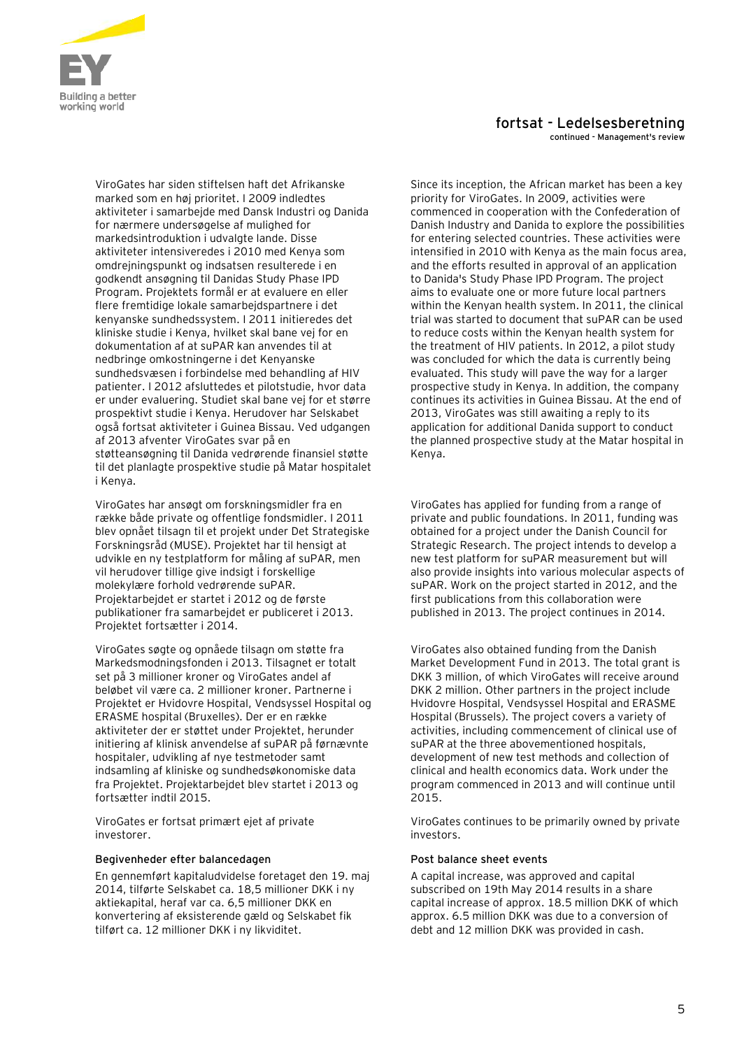## fortsat - Ledelsesberetning

continued - Management's review

ViroGates har siden stiftelsen haft det Afrikanske marked som en høj prioritet. I 2009 indledtes aktiviteter i samarbejde med Dansk Industri og Danida for nærmere undersøgelse af mulighed for markedsintroduktion i udvalgte lande. Disse aktiviteter intensiveredes i 2010 med Kenya som omdrejningspunkt og indsatsen resulterede i en godkendt ansøgning til Danidas Study Phase IPD Program. Projektets formål er at evaluere en eller flere fremtidige lokale samarbejdspartnere i det kenyanske sundhedssystem. I 2011 initieredes det kliniske studie i Kenya, hvilket skal bane vej for en dokumentation af at suPAR kan anvendes til at nedbringe omkostningerne i det Kenyanske sundhedsvæsen i forbindelse med behandling af HIV patienter. I 2012 afsluttedes et pilotstudie, hvor data er under evaluering. Studiet skal bane vej for et større prospektivt studie i Kenya. Herudover har Selskabet også fortsat aktiviteter i Guinea Bissau. Ved udgangen af 2013 afventer ViroGates svar på en støtteansøgning til Danida vedrørende finansiel støtte til det planlagte prospektive studie på Matar hospitalet i Kenya.

ViroGates har ansøgt om forskningsmidler fra en række både private og offentlige fondsmidler. I 2011 blev opnået tilsagn til et projekt under Det Strategiske Forskningsråd (MUSE). Projektet har til hensigt at udvikle en ny testplatform for måling af suPAR, men vil herudover tillige give indsigt i forskellige molekylære forhold vedrørende suPAR. Projektarbejdet er startet i 2012 og de første publikationer fra samarbejdet er publiceret i 2013. Projektet fortsætter i 2014.

ViroGates søgte og opnåede tilsagn om støtte fra Markedsmodningsfonden i 2013. Tilsagnet er totalt set på 3 millioner kroner og ViroGates andel af beløbet vil være ca. 2 millioner kroner. Partnerne i Projektet er Hvidovre Hospital, Vendsyssel Hospital og ERASME hospital (Bruxelles). Der er en række aktiviteter der er støttet under Projektet, herunder initiering af klinisk anvendelse af suPAR på førnævnte hospitaler, udvikling af nye testmetoder samt indsamling af kliniske og sundhedsøkonomiske data fra Projektet. Projektarbejdet blev startet i 2013 og fortsætter indtil 2015.

ViroGates er fortsat primært ejet af private investorer.

### Begivenheder efter balancedagen

En gennemført kapitaludvidelse foretaget den 19. maj 2014, tilførte Selskabet ca. 18,5 millioner DKK i ny aktiekapital, heraf var ca. 6,5 millioner DKK en konvertering af eksisterende gæld og Selskabet fik tilført ca. 12 millioner DKK i ny likviditet.

Since its inception, the African market has been a key priority for ViroGates. In 2009, activities were commenced in cooperation with the Confederation of Danish Industry and Danida to explore the possibilities for entering selected countries. These activities were intensified in 2010 with Kenya as the main focus area, and the efforts resulted in approval of an application to Danida's Study Phase IPD Program. The project aims to evaluate one or more future local partners within the Kenyan health system. In 2011, the clinical trial was started to document that suPAR can be used to reduce costs within the Kenyan health system for the treatment of HIV patients. In 2012, a pilot study was concluded for which the data is currently being evaluated. This study will pave the way for a larger prospective study in Kenya. In addition, the company continues its activities in Guinea Bissau. At the end of 2013, ViroGates was still awaiting a reply to its application for additional Danida support to conduct the planned prospective study at the Matar hospital in Kenya.

ViroGates has applied for funding from a range of private and public foundations. In 2011, funding was obtained for a project under the Danish Council for Strategic Research. The project intends to develop a new test platform for suPAR measurement but will also provide insights into various molecular aspects of suPAR. Work on the project started in 2012, and the first publications from this collaboration were published in 2013. The project continues in 2014.

ViroGates also obtained funding from the Danish Market Development Fund in 2013. The total grant is DKK 3 million, of which ViroGates will receive around DKK 2 million. Other partners in the project include Hvidovre Hospital, Vendsyssel Hospital and ERASME Hospital (Brussels). The project covers a variety of activities, including commencement of clinical use of suPAR at the three abovementioned hospitals, development of new test methods and collection of clinical and health economics data. Work under the program commenced in 2013 and will continue until 2015.

ViroGates continues to be primarily owned by private investors.

### Post balance sheet events

A capital increase, was approved and capital subscribed on 19th May 2014 results in a share capital increase of approx. 18.5 million DKK of which approx. 6.5 million DKK was due to a conversion of debt and 12 million DKK was provided in cash.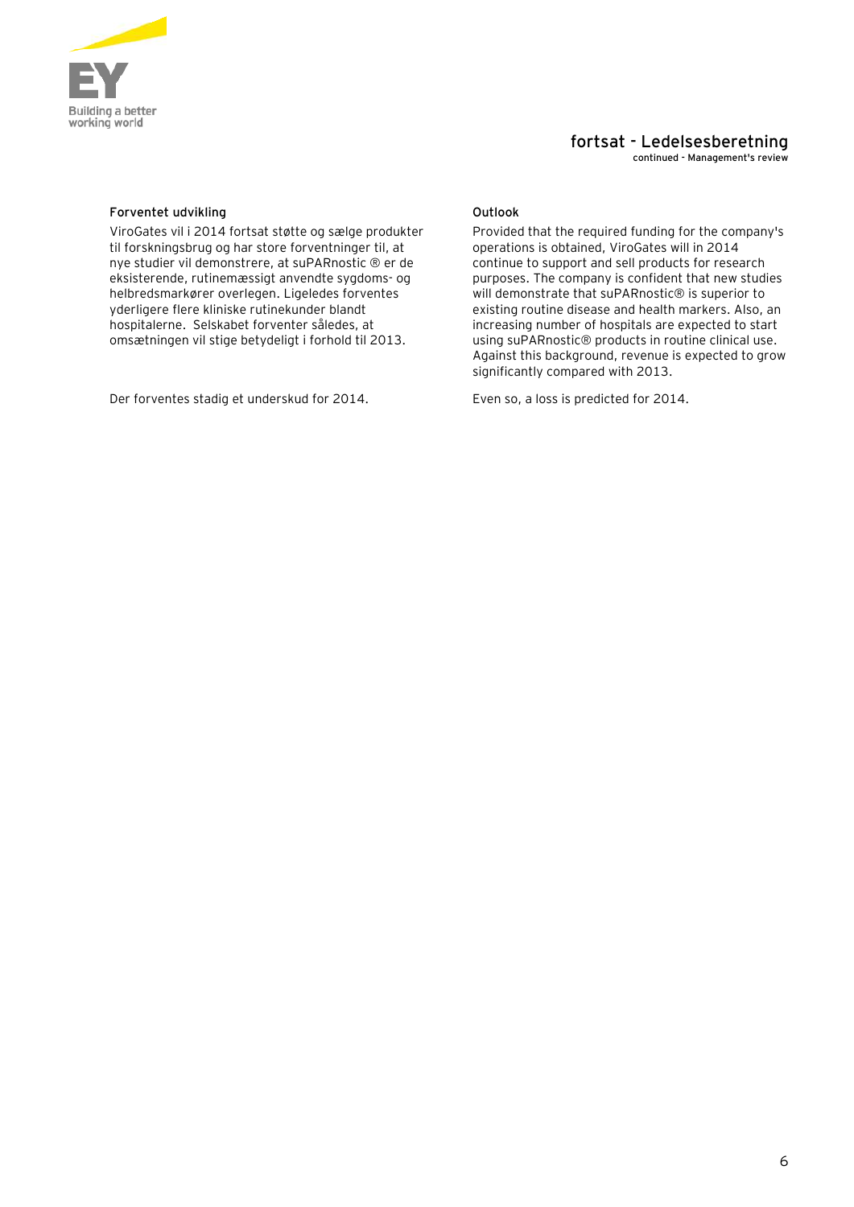## Forventet udvikling

ViroGates vil i 2014 fortsat støtte og sælge produkter til forskningsbrug og har store forventninger til, at nye studier vil demonstrere, at suPARnostic ® er de eksisterende, rutinemæssigt anvendte sygdoms- og helbredsmarkører overlegen. Ligeledes forventes yderligere flere kliniske rutinekunder blandt hospitalerne. Selskabet forventer således, at omsætningen vil stige betydeligt i forhold til 2013.

Der forventes stadig et underskud for 2014.

## Outlook

Provided that the required funding for the company's operations is obtained, ViroGates will in 2014 continue to support and sell products for research purposes. The company is confident that new studies will demonstrate that suPARnostic® is superior to existing routine disease and health markers. Also, an increasing number of hospitals are expected to start using suPARnostic® products in routine clinical use. Against this background, revenue is expected to grow significantly compared with 2013.

Even so, a loss is predicted for 2014.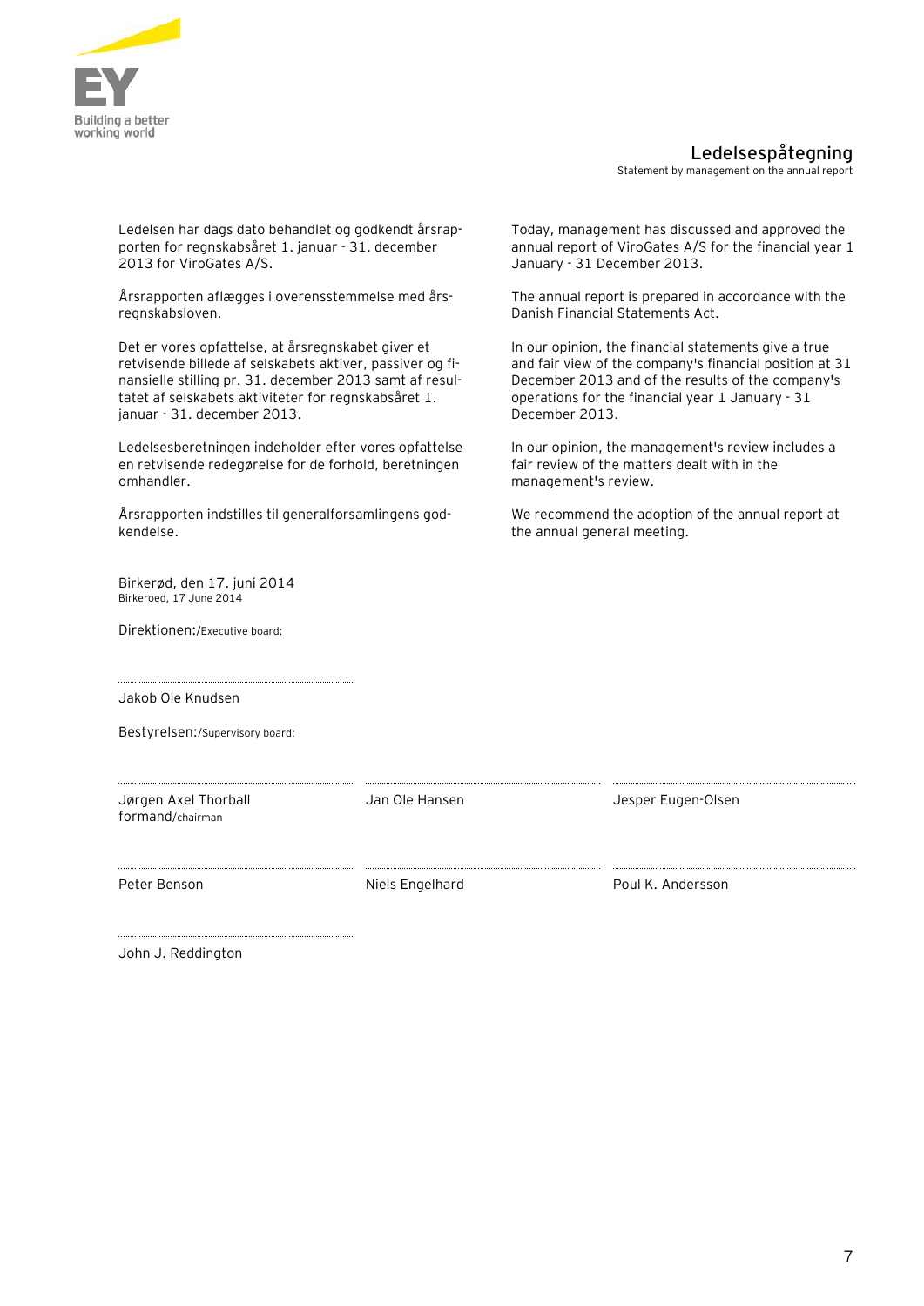## Ledelsespåtegning

Statement by management on the annual report

Ledelsen har dags dato behandlet og godkendt årsrapporten for regnskabsåret 1. januar - 31. december 2013 for ViroGates A/S.

Årsrapporten aflægges i overensstemmelse med årsregnskabsloven.

Det er vores opfattelse, at årsregnskabet giver et retvisende billede af selskabets aktiver, passiver og finansielle stilling pr. 31. december 2013 samt af resultatet af selskabets aktiviteter for regnskabsåret 1. januar - 31. december 2013.

Ledelsesberetningen indeholder efter vores opfattelse en retvisende redegørelse for de forhold, beretningen omhandler.

Årsrapporten indstilles til generalforsamlingens godkendelse.

Today, management has discussed and approved the annual report of ViroGates A/S for the financial year 1 January - 31 December 2013.

The annual report is prepared in accordance with the Danish Financial Statements Act.

In our opinion, the financial statements give a true and fair view of the company's financial position at 31 December 2013 and of the results of the company's operations for the financial year 1 January - 31 December 2013.

In our opinion, the management's review includes a fair review of the matters dealt with in the management's review.

We recommend the adoption of the annual report at the annual general meeting.

Birkerød, den 17. juni 2014
Birkeroed, 17 June 2014

Direktionen:/Executive board:

Jakob Ole Knudsen

Bestyrelsen:/Supervisory board:

| | | |
|---|---|---|
| Jørgen Axel Thorball<br>formand/chairman | Jan Ole Hansen | Jesper Eugen-Olsen |
| Peter Benson | Niels Engelhard | Poul K. Andersson |
| John J. Reddington | | |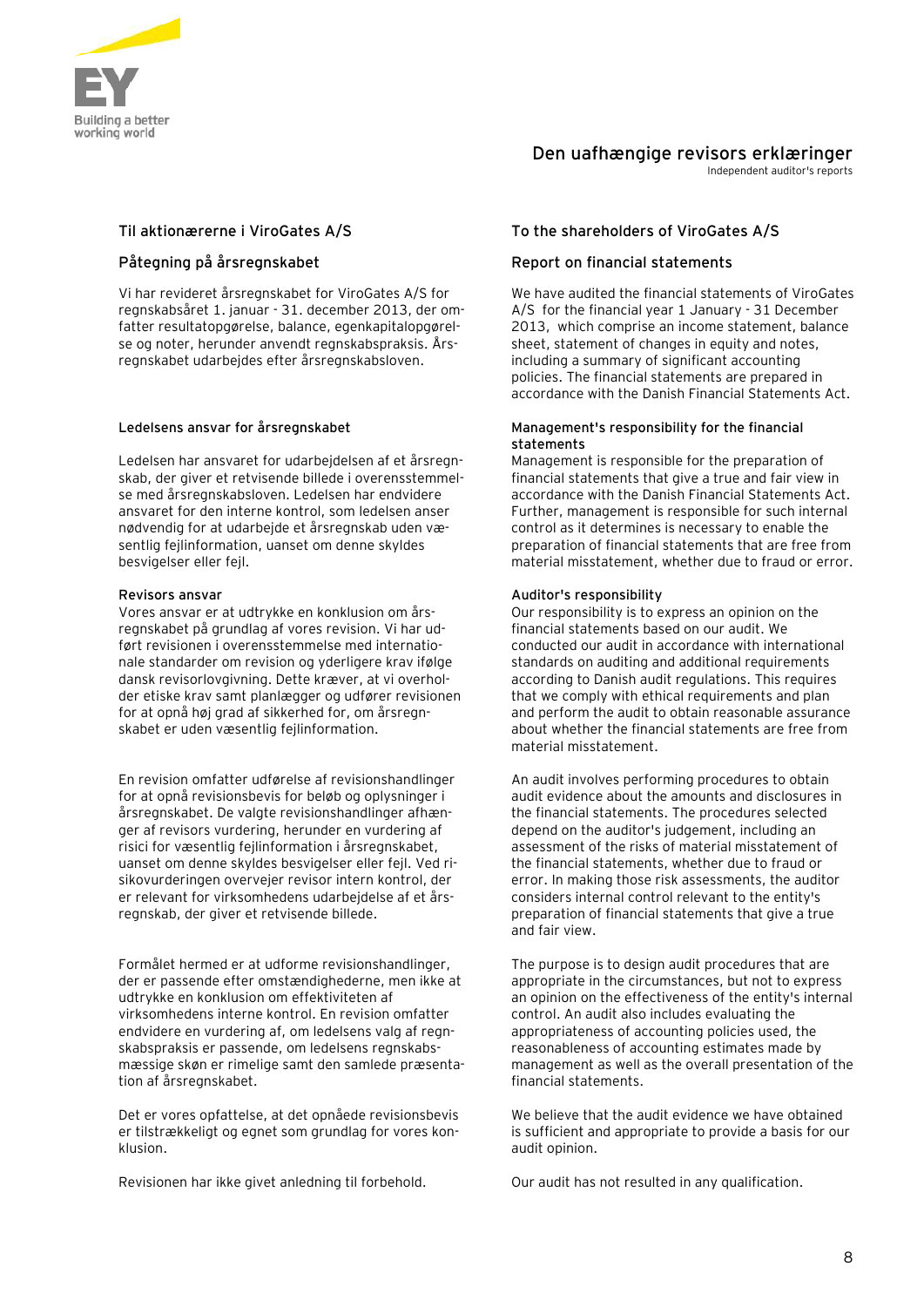# Den uafhængige revisors erklæringer

Independent auditor's reports

## Til aktionærerne i ViroGates A/S

### Påtegning på årsregnskabet

Vi har revideret årsregnskabet for ViroGates A/S for regnskabsåret 1. januar - 31. december 2013, der omfatter resultatopgørelse, balance, egenkapitalopgørelse og noter, herunder anvendt regnskabspraksis. Årsregnskabet udarbejdes efter årsregnskabsloven.

#### Ledelsens ansvar for årsregnskabet

Ledelsen har ansvaret for udarbejdelsen af et årsregnskab, der giver et retvisende billede i overensstemmelse med årsregnskabsloven. Ledelsen har endvidere ansvaret for den interne kontrol, som ledelsen anser nødvendig for at udarbejde et årsregnskab uden væsentlig fejlinformation, uanset om denne skyldes besvigelser eller fejl.

#### Revisors ansvar

Vores ansvar er at udtrykke en konklusion om årsregnskabet på grundlag af vores revision. Vi har udført revisionen i overensstemmelse med internationale standarder om revision og yderligere krav ifølge dansk revisorlovgivning. Dette kræver, at vi overholder etiske krav samt planlægger og udfører revisionen for at opnå høj grad af sikkerhed for, om årsregnskabet er uden væsentlig fejlinformation.

En revision omfatter udførelse af revisionshandlinger for at opnå revisionsbevis for beløb og oplysninger i årsregnskabet. De valgte revisionshandlinger afhænger af revisors vurdering, herunder en vurdering af risici for væsentlig fejlinformation i årsregnskabet, uanset om denne skyldes besvigelser eller fejl. Ved risikovurderingen overvejer revisor intern kontrol, der er relevant for virksomhedens udarbejdelse af et årsregnskab, der giver et retvisende billede.

Formålet hermed er at udforme revisionshandlinger, der er passende efter omstændighederne, men ikke at udtrykke en konklusion om effektiviteten af virksomhedens interne kontrol. En revision omfatter endvidere en vurdering af, om ledelsens valg af regnskabspraksis er passende, om ledelsens regnskabsmæssige skøn er rimelige samt den samlede præsentation af årsregnskabet.

Det er vores opfattelse, at det opnåede revisionsbevis er tilstrækkeligt og egnet som grundlag for vores konklusion.

Revisionen har ikke givet anledning til forbehold.

## To the shareholders of ViroGates A/S

### Report on financial statements

We have audited the financial statements of ViroGates A/S for the financial year 1 January - 31 December 2013, which comprise an income statement, balance sheet, statement of changes in equity and notes, including a summary of significant accounting policies. The financial statements are prepared in accordance with the Danish Financial Statements Act.

#### Management's responsibility for the financial statements

Management is responsible for the preparation of financial statements that give a true and fair view in accordance with the Danish Financial Statements Act. Further, management is responsible for such internal control as it determines is necessary to enable the preparation of financial statements that are free from material misstatement, whether due to fraud or error.

#### Auditor's responsibility

Our responsibility is to express an opinion on the financial statements based on our audit. We conducted our audit in accordance with international standards on auditing and additional requirements according to Danish audit regulations. This requires that we comply with ethical requirements and plan and perform the audit to obtain reasonable assurance about whether the financial statements are free from material misstatement.

An audit involves performing procedures to obtain audit evidence about the amounts and disclosures in the financial statements. The procedures selected depend on the auditor's judgement, including an assessment of the risks of material misstatement of the financial statements, whether due to fraud or error. In making those risk assessments, the auditor considers internal control relevant to the entity's preparation of financial statements that give a true and fair view.

The purpose is to design audit procedures that are appropriate in the circumstances, but not to express an opinion on the effectiveness of the entity's internal control. An audit also includes evaluating the appropriateness of accounting policies used, the reasonableness of accounting estimates made by management as well as the overall presentation of the financial statements.

We believe that the audit evidence we have obtained is sufficient and appropriate to provide a basis for our audit opinion.

Our audit has not resulted in any qualification.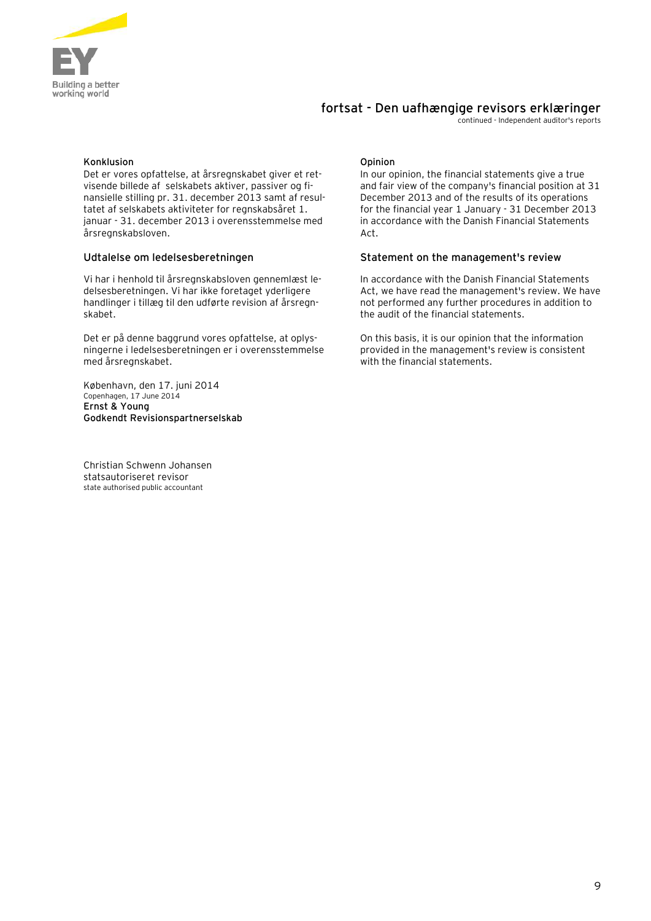## fortsat - Den uafhængige revisors erklæringer

continued - Independent auditor's reports

**Konklusion**

Det er vores opfattelse, at årsregnskabet giver et retvisende billede af selskabets aktiver, passiver og finansielle stilling pr. 31. december 2013 samt af resultatet af selskabets aktiviteter for regnskabsåret 1. januar - 31. december 2013 i overensstemmelse med årsregnskabsloven.

**Opinion**

In our opinion, the financial statements give a true and fair view of the company's financial position at 31 December 2013 and of the results of its operations for the financial year 1 January - 31 December 2013 in accordance with the Danish Financial Statements Act.

### Udtalelse om ledelsesberetningen

Vi har i henhold til årsregnskabsloven gennemlæst ledelsesberetningen. Vi har ikke foretaget yderligere handlinger i tillæg til den udførte revision af årsregnskabet.

Det er på denne baggrund vores opfattelse, at oplysningerne i ledelsesberetningen er i overensstemmelse med årsregnskabet.

### Statement on the management's review

In accordance with the Danish Financial Statements Act, we have read the management's review. We have not performed any further procedures in addition to the audit of the financial statements.

On this basis, it is our opinion that the information provided in the management's review is consistent with the financial statements.

København, den 17. juni 2014
Copenhagen, 17 June 2014
**Ernst & Young**
**Godkendt Revisionspartnerselskab**

Christian Schwenn Johansen
statsautoriseret revisor
state authorised public accountant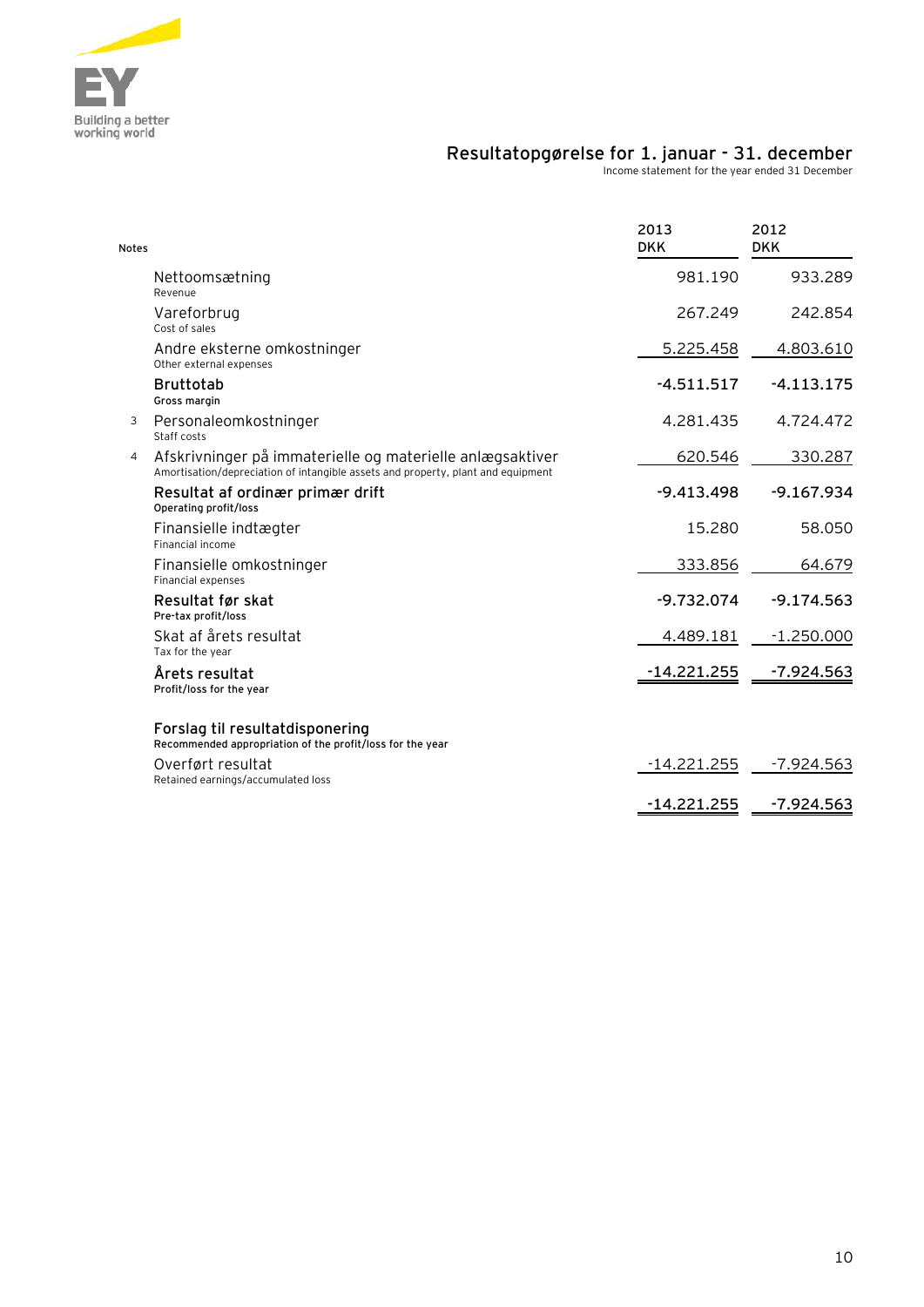## Resultatopgørelse for 1. januar - 31. december

Income statement for the year ended 31 December

| Notes | | 2013 DKK | 2012 DKK |
|---|---|---|---|
| | Nettoomsætning<br>Revenue | 981.190 | 933.289 |
| | Vareforbrug<br>Cost of sales | 267.249 | 242.854 |
| | Andre eksterne omkostninger<br>Other external expenses | 5.225.458 | 4.803.610 |
| | **Bruttotab**<br>**Gross margin** | **-4.511.517** | **-4.113.175** |
| 3 | Personaleomkostninger<br>Staff costs | 4.281.435 | 4.724.472 |
| 4 | Afskrivninger på immaterielle og materielle anlægsaktiver<br>Amortisation/depreciation of intangible assets and property, plant and equipment | 620.546 | 330.287 |
| | **Resultat af ordinær primær drift**<br>**Operating profit/loss** | **-9.413.498** | **-9.167.934** |
| | Finansielle indtægter<br>Financial income | 15.280 | 58.050 |
| | Finansielle omkostninger<br>Financial expenses | 333.856 | 64.679 |
| | **Resultat før skat**<br>**Pre-tax profit/loss** | **-9.732.074** | **-9.174.563** |
| | Skat af årets resultat<br>Tax for the year | 4.489.181 | -1.250.000 |
| | **Årets resultat**<br>**Profit/loss for the year** | **-14.221.255** | **-7.924.563** |
| | | | |
| | **Forslag til resultatdisponering**<br>**Recommended appropriation of the profit/loss for the year** | | |
| | Overført resultat<br>Retained earnings/accumulated loss | -14.221.255 | -7.924.563 |
| | | **-14.221.255** | **-7.924.563** |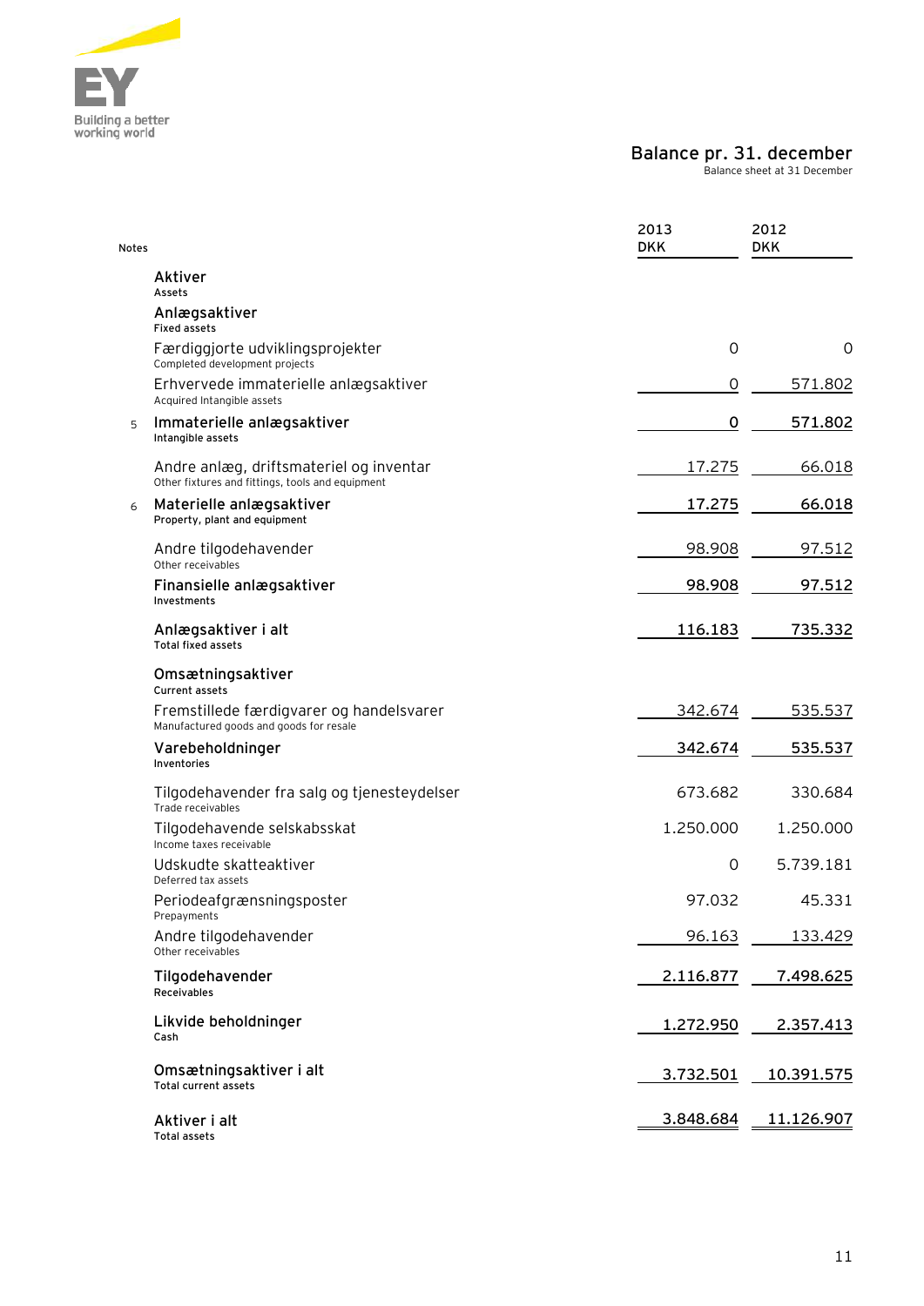## Balance pr. 31. december

Balance sheet at 31 December

| Notes | | 2013 DKK | 2012 DKK |
|---|---|---|---|
| | **Aktiver**<br>**Assets** | | |
| | **Anlægsaktiver**<br>**Fixed assets** | | |
| | Færdiggjorte udviklingsprojekter<br>Completed development projects | 0 | 0 |
| | Erhvervede immaterielle anlægsaktiver<br>Acquired Intangible assets | 0 | 571.802 |
| 5 | **Immaterielle anlægsaktiver**<br>**Intangible assets** | **0** | **571.802** |
| | Andre anlæg, driftsmateriel og inventar<br>Other fixtures and fittings, tools and equipment | 17.275 | 66.018 |
| 6 | **Materielle anlægsaktiver**<br>**Property, plant and equipment** | **17.275** | **66.018** |
| | Andre tilgodehavender<br>Other receivables | 98.908 | 97.512 |
| | **Finansielle anlægsaktiver**<br>**Investments** | **98.908** | **97.512** |
| | **Anlægsaktiver i alt**<br>**Total fixed assets** | **116.183** | **735.332** |
| | **Omsætningsaktiver**<br>**Current assets** | | |
| | Fremstillede færdigvarer og handelsvarer<br>Manufactured goods and goods for resale | 342.674 | 535.537 |
| | **Varebeholdninger**<br>**Inventories** | **342.674** | **535.537** |
| | Tilgodehavender fra salg og tjenesteydelser<br>Trade receivables | 673.682 | 330.684 |
| | Tilgodehavende selskabsskat<br>Income taxes receivable | 1.250.000 | 1.250.000 |
| | Udskudte skatteaktiver<br>Deferred tax assets | 0 | 5.739.181 |
| | Periodeafgrænsningsposter<br>Prepayments | 97.032 | 45.331 |
| | Andre tilgodehavender<br>Other receivables | 96.163 | 133.429 |
| | **Tilgodehavender**<br>**Receivables** | **2.116.877** | **7.498.625** |
| | **Likvide beholdninger**<br>**Cash** | **1.272.950** | **2.357.413** |
| | **Omsætningsaktiver i alt**<br>**Total current assets** | **3.732.501** | **10.391.575** |
| | **Aktiver i alt**<br>**Total assets** | **3.848.684** | **11.126.907** |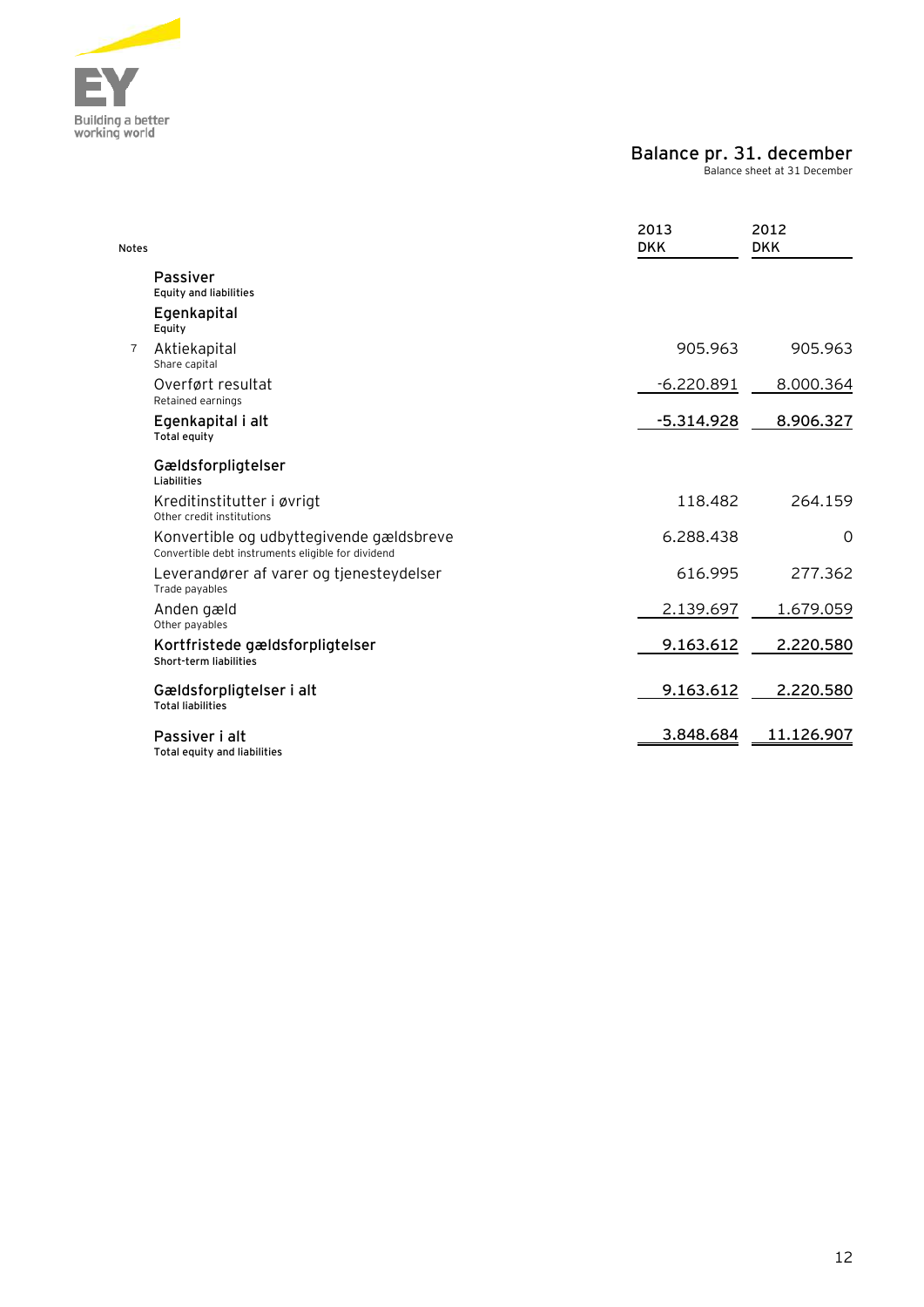## Balance pr. 31. december
Balance sheet at 31 December

| Notes | | 2013 DKK | 2012 DKK |
|---|---|---|---|
| | **Passiver**<br>Equity and liabilities | | |
| | **Egenkapital**<br>Equity | | |
| 7 | Aktiekapital<br>Share capital | 905.963 | 905.963 |
| | Overført resultat<br>Retained earnings | -6.220.891 | 8.000.364 |
| | **Egenkapital i alt**<br>Total equity | **-5.314.928** | **8.906.327** |
| | **Gældsforpligtelser**<br>Liabilities | | |
| | Kreditinstitutter i øvrigt<br>Other credit institutions | 118.482 | 264.159 |
| | Konvertible og udbyttegivende gældsbreve<br>Convertible debt instruments eligible for dividend | 6.288.438 | 0 |
| | Leverandører af varer og tjenesteydelser<br>Trade payables | 616.995 | 277.362 |
| | Anden gæld<br>Other payables | 2.139.697 | 1.679.059 |
| | **Kortfristede gældsforpligtelser**<br>Short-term liabilities | **9.163.612** | **2.220.580** |
| | **Gældsforpligtelser i alt**<br>Total liabilities | **9.163.612** | **2.220.580** |
| | **Passiver i alt**<br>Total equity and liabilities | **3.848.684** | **11.126.907** |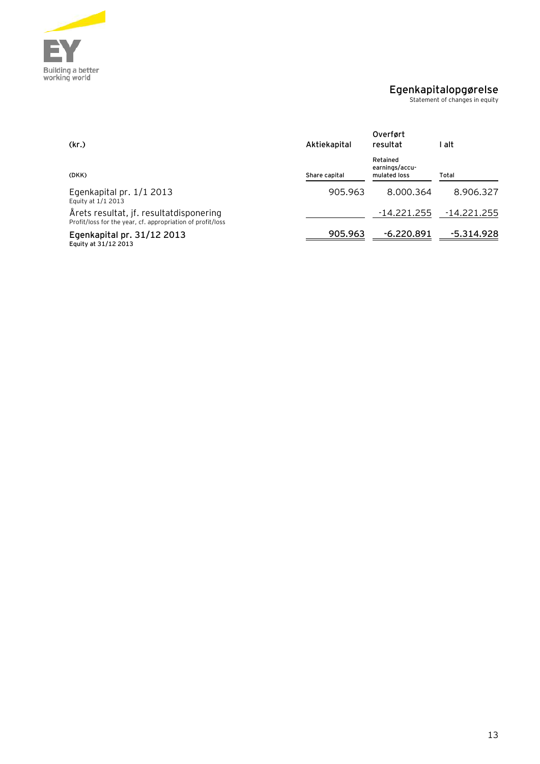## Egenkapitalopgørelse
Statement of changes in equity

| (kr.)<br>(DKK) | Aktiekapital<br>Share capital | Overført resultat<br>Retained earnings/accumulated loss | I alt<br>Total |
|---|---|---|---|
| Egenkapital pr. 1/1 2013<br>Equity at 1/1 2013 | 905.963 | 8.000.364 | 8.906.327 |
| Årets resultat, jf. resultatdisponering<br>Profit/loss for the year, cf. appropriation of profit/loss | | -14.221.255 | -14.221.255 |
| **Egenkapital pr. 31/12 2013**<br>**Equity at 31/12 2013** | **905.963** | **-6.220.891** | **-5.314.928** |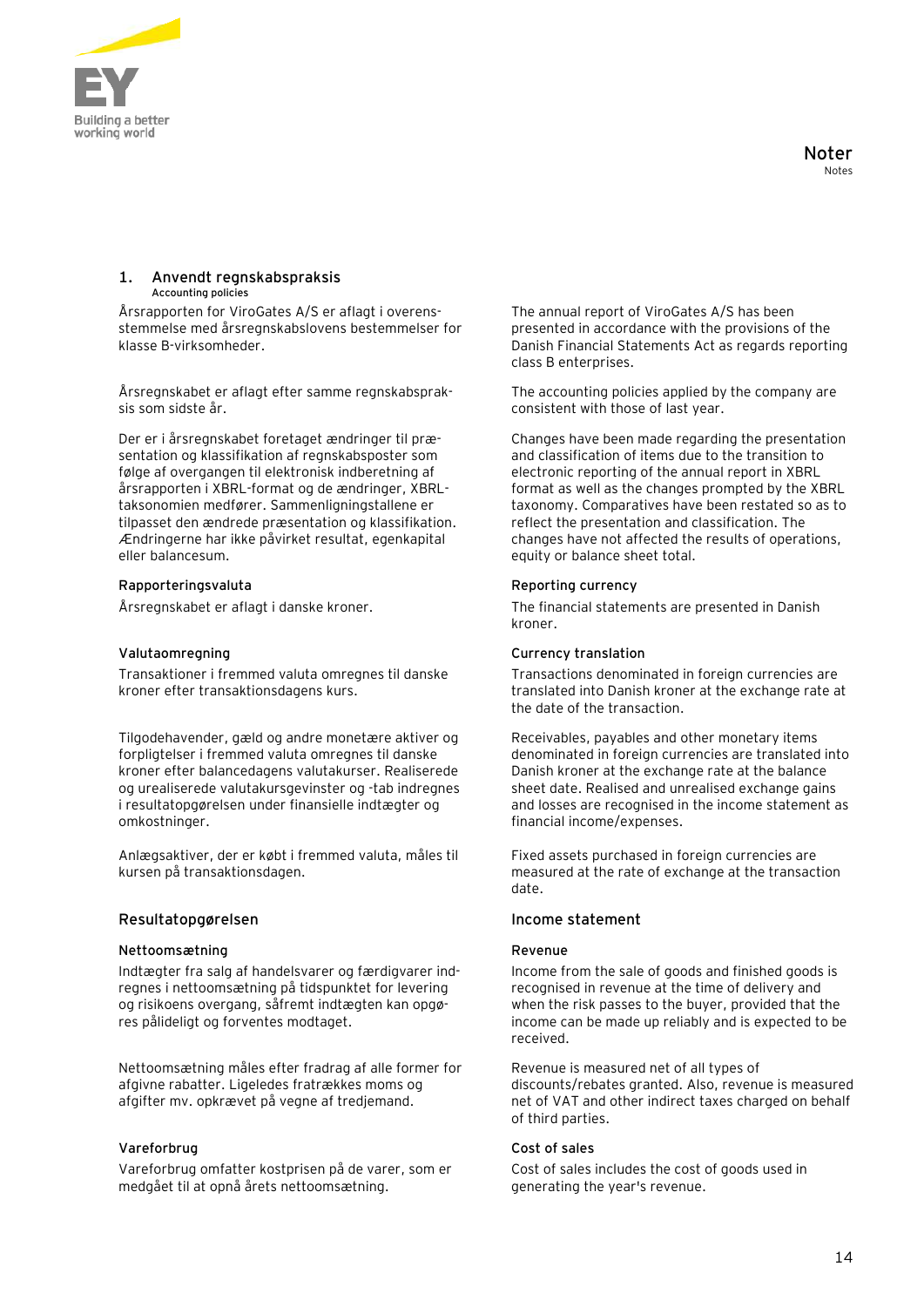# Noter

Notes

## 1. Anvendt regnskabspraksis

**Accounting policies**

Årsrapporten for ViroGates A/S er aflagt i overensstemmelse med årsregnskabslovens bestemmelser for klasse B-virksomheder.

The annual report of ViroGates A/S has been presented in accordance with the provisions of the Danish Financial Statements Act as regards reporting class B enterprises.

Årsregnskabet er aflagt efter samme regnskabspraksis som sidste år.

The accounting policies applied by the company are consistent with those of last year.

Der er i årsregnskabet foretaget ændringer til præsentation og klassifikation af regnskabsposter som følge af overgangen til elektronisk indberetning af årsrapporten i XBRL-format og de ændringer, XBRL-taksonomien medfører. Sammenligningstallene er tilpasset den ændrede præsentation og klassifikation. Ændringerne har ikke påvirket resultat, egenkapital eller balancesum.

Changes have been made regarding the presentation and classification of items due to the transition to electronic reporting of the annual report in XBRL format as well as the changes prompted by the XBRL taxonomy. Comparatives have been restated so as to reflect the presentation and classification. The changes have not affected the results of operations, equity or balance sheet total.

### Rapporteringsvaluta

Årsregnskabet er aflagt i danske kroner.

### Reporting currency

The financial statements are presented in Danish kroner.

### Valutaomregning

Transaktioner i fremmed valuta omregnes til danske kroner efter transaktionsdagens kurs.

Tilgodehavender, gæld og andre monetære aktiver og forpligtelser i fremmed valuta omregnes til danske kroner efter balancedagens valutakurser. Realiserede og urealiserede valutakursgevinster og -tab indregnes i resultatopgørelsen under finansielle indtægter og omkostninger.

Anlægsaktiver, der er købt i fremmed valuta, måles til kursen på transaktionsdagen.

### Currency translation

Transactions denominated in foreign currencies are translated into Danish kroner at the exchange rate at the date of the transaction.

Receivables, payables and other monetary items denominated in foreign currencies are translated into Danish kroner at the exchange rate at the balance sheet date. Realised and unrealised exchange gains and losses are recognised in the income statement as financial income/expenses.

Fixed assets purchased in foreign currencies are measured at the rate of exchange at the transaction date.

## Resultatopgørelsen

### Nettoomsætning

Indtægter fra salg af handelsvarer og færdigvarer indregnes i nettoomsætning på tidspunktet for levering og risikoens overgang, såfremt indtægten kan opgøres pålideligt og forventes modtaget.

Nettoomsætning måles efter fradrag af alle former for afgivne rabatter. Ligeledes fratrækkes moms og afgifter mv. opkrævet på vegne af tredjemand.

### Vareforbrug

Vareforbrug omfatter kostprisen på de varer, som er medgået til at opnå årets nettoomsætning.

## Income statement

### Revenue

Income from the sale of goods and finished goods is recognised in revenue at the time of delivery and when the risk passes to the buyer, provided that the income can be made up reliably and is expected to be received.

Revenue is measured net of all types of discounts/rebates granted. Also, revenue is measured net of VAT and other indirect taxes charged on behalf of third parties.

### Cost of sales

Cost of sales includes the cost of goods used in generating the year's revenue.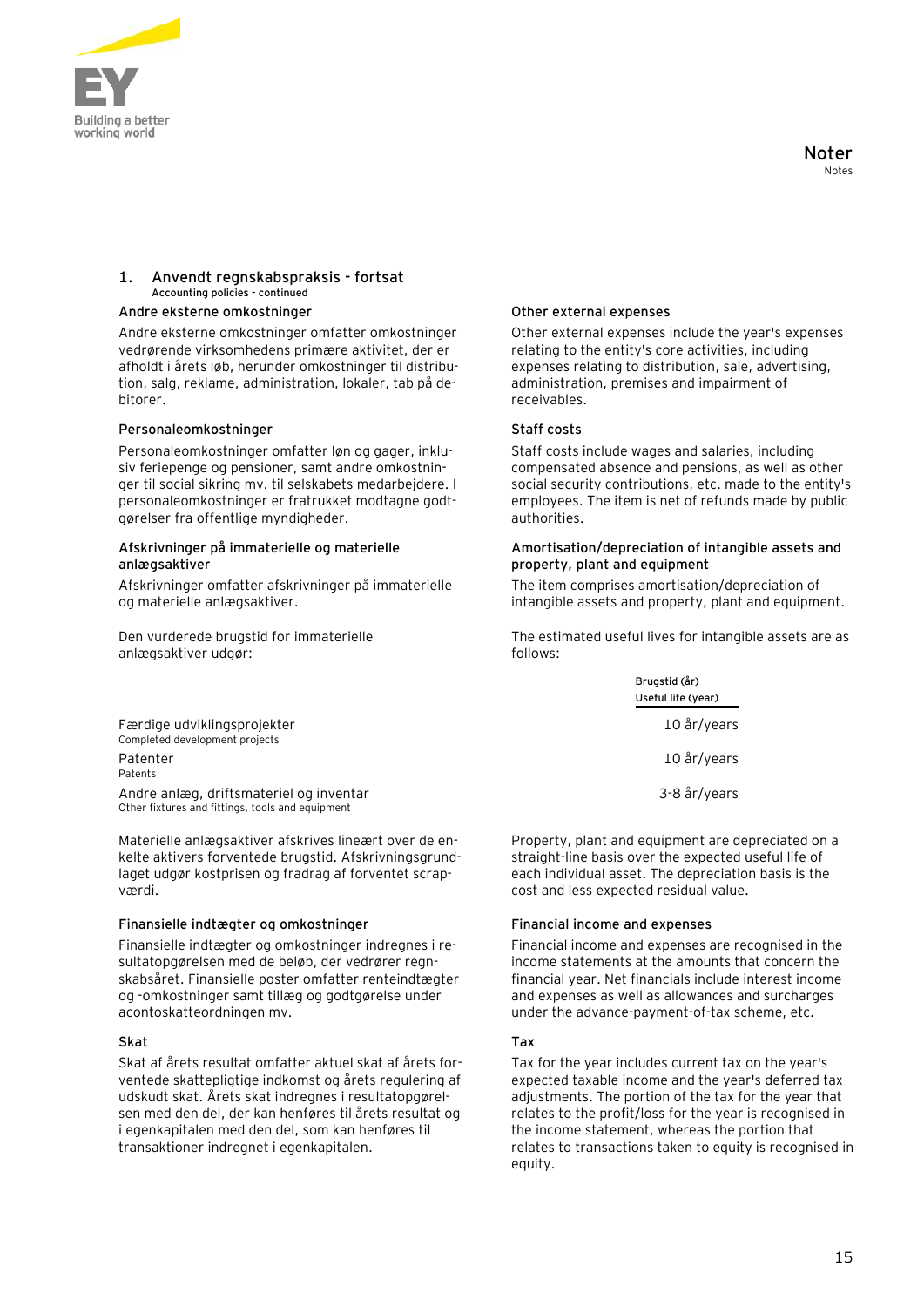# Noter
Notes

## 1. Anvendt regnskabspraksis - fortsat
Accounting policies - continued

### Andre eksterne omkostninger

Andre eksterne omkostninger omfatter omkostninger vedrørende virksomhedens primære aktivitet, der er afholdt i årets løb, herunder omkostninger til distribution, salg, reklame, administration, lokaler, tab på debitorer.

### Other external expenses

Other external expenses include the year's expenses relating to the entity's core activities, including expenses relating to distribution, sale, advertising, administration, premises and impairment of receivables.

### Personaleomkostninger

Personaleomkostninger omfatter løn og gager, inklusiv feriepenge og pensioner, samt andre omkostninger til social sikring mv. til selskabets medarbejdere. I personaleomkostninger er fratrukket modtagne godtgørelser fra offentlige myndigheder.

### Staff costs

Staff costs include wages and salaries, including compensated absence and pensions, as well as other social security contributions, etc. made to the entity's employees. The item is net of refunds made by public authorities.

### Afskrivninger på immaterielle og materielle anlægsaktiver

Afskrivninger omfatter afskrivninger på immaterielle og materielle anlægsaktiver.

Den vurderede brugstid for immaterielle anlægsaktiver udgør:

### Amortisation/depreciation of intangible assets and property, plant and equipment

The item comprises amortisation/depreciation of intangible assets and property, plant and equipment.

The estimated useful lives for intangible assets are as follows:

| | Brugstid (år)<br>Useful life (year) |
|---|---|
| Færdige udviklingsprojekter<br>Completed development projects | 10 år/years |
| Patenter<br>Patents | 10 år/years |
| Andre anlæg, driftsmateriel og inventar<br>Other fixtures and fittings, tools and equipment | 3-8 år/years |

Materielle anlægsaktiver afskrives lineært over de enkelte aktivers forventede brugstid. Afskrivningsgrundlaget udgør kostprisen og fradrag af forventet scrapværdi.

Property, plant and equipment are depreciated on a straight-line basis over the expected useful life of each individual asset. The depreciation basis is the cost and less expected residual value.

### Finansielle indtægter og omkostninger

Finansielle indtægter og omkostninger indregnes i resultatopgørelsen med de beløb, der vedrører regnskabsåret. Finansielle poster omfatter renteindtægter og -omkostninger samt tillæg og godtgørelse under acontoskatteordningen mv.

### Financial income and expenses

Financial income and expenses are recognised in the income statements at the amounts that concern the financial year. Net financials include interest income and expenses as well as allowances and surcharges under the advance-payment-of-tax scheme, etc.

### Skat

Skat af årets resultat omfatter aktuel skat af årets forventede skattepligtige indkomst og årets regulering af udskudt skat. Årets skat indregnes i resultatopgørelsen med den del, der kan henføres til årets resultat og i egenkapitalen med den del, som kan henføres til transaktioner indregnet i egenkapitalen.

### Tax

Tax for the year includes current tax on the year's expected taxable income and the year's deferred tax adjustments. The portion of the tax for the year that relates to the profit/loss for the year is recognised in the income statement, whereas the portion that relates to transactions taken to equity is recognised in equity.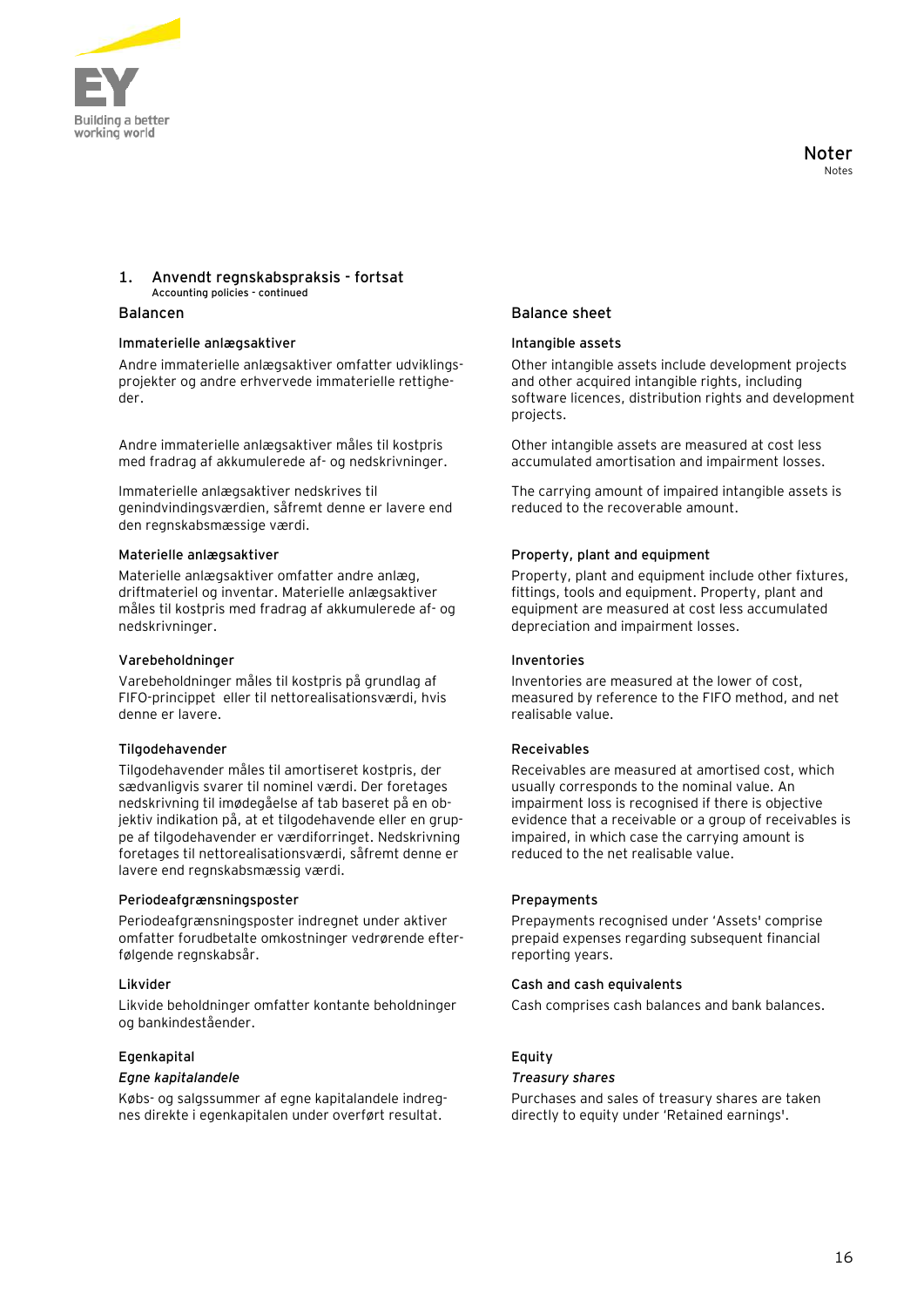# Noter
Notes

## 1. Anvendt regnskabspraksis - fortsat
Accounting policies - continued

### Balancen

#### Immaterielle anlægsaktiver

Andre immaterielle anlægsaktiver omfatter udviklingsprojekter og andre erhvervede immaterielle rettigheder.

Andre immaterielle anlægsaktiver måles til kostpris med fradrag af akkumulerede af- og nedskrivninger.

Immaterielle anlægsaktiver nedskrives til genindvindingsværdien, såfremt denne er lavere end den regnskabsmæssige værdi.

#### Materielle anlægsaktiver

Materielle anlægsaktiver omfatter andre anlæg, driftmateriel og inventar. Materielle anlægsaktiver måles til kostpris med fradrag af akkumulerede af- og nedskrivninger.

#### Varebeholdninger

Varebeholdninger måles til kostpris på grundlag af FIFO-princippet eller til nettorealisationsværdi, hvis denne er lavere.

#### Tilgodehavender

Tilgodehavender måles til amortiseret kostpris, der sædvanligvis svarer til nominel værdi. Der foretages nedskrivning til imødegåelse af tab baseret på en objektiv indikation på, at et tilgodehavende eller en gruppe af tilgodehavender er værdiforringet. Nedskrivning foretages til nettorealisationsværdi, såfremt denne er lavere end regnskabsmæssig værdi.

#### Periodeafgrænsningsposter

Periodeafgrænsningsposter indregnet under aktiver omfatter forudbetalte omkostninger vedrørende efterfølgende regnskabsår.

#### Likvider

Likvide beholdninger omfatter kontante beholdninger og bankindeståender.

#### Egenkapital

*Egne kapitalandele*

Købs- og salgssummer af egne kapitalandele indregnes direkte i egenkapitalen under overført resultat.

### Balance sheet

#### Intangible assets

Other intangible assets include development projects and other acquired intangible rights, including software licences, distribution rights and development projects.

Other intangible assets are measured at cost less accumulated amortisation and impairment losses.

The carrying amount of impaired intangible assets is reduced to the recoverable amount.

#### Property, plant and equipment

Property, plant and equipment include other fixtures, fittings, tools and equipment. Property, plant and equipment are measured at cost less accumulated depreciation and impairment losses.

#### Inventories

Inventories are measured at the lower of cost, measured by reference to the FIFO method, and net realisable value.

#### Receivables

Receivables are measured at amortised cost, which usually corresponds to the nominal value. An impairment loss is recognised if there is objective evidence that a receivable or a group of receivables is impaired, in which case the carrying amount is reduced to the net realisable value.

#### Prepayments

Prepayments recognised under 'Assets' comprise prepaid expenses regarding subsequent financial reporting years.

#### Cash and cash equivalents

Cash comprises cash balances and bank balances.

#### Equity

*Treasury shares*

Purchases and sales of treasury shares are taken directly to equity under 'Retained earnings'.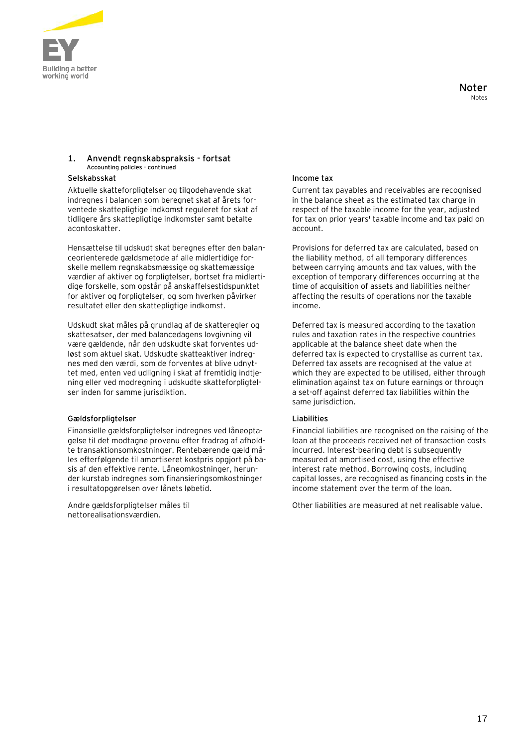## 1. Anvendt regnskabspraksis - fortsat
Accounting policies - continued

### Selskabsskat

Aktuelle skatteforpligtelser og tilgodehavende skat indregnes i balancen som beregnet skat af årets forventede skattepligtige indkomst reguleret for skat af tidligere års skattepligtige indkomster samt betalte acontoskatter.

Hensættelse til udskudt skat beregnes efter den balanceorienterede gældsmetode af alle midlertidige forskelle mellem regnskabsmæssige og skattemæssige værdier af aktiver og forpligtelser, bortset fra midlertidige forskelle, som opstår på anskaffelsestidspunktet for aktiver og forpligtelser, og som hverken påvirker resultatet eller den skattepligtige indkomst.

Udskudt skat måles på grundlag af de skatteregler og skattesatser, der med balancedagens lovgivning vil være gældende, når den udskudte skat forventes udløst som aktuel skat. Udskudte skatteaktiver indregnes med den værdi, som de forventes at blive udnyttet med, enten ved udligning i skat af fremtidig indtjening eller ved modregning i udskudte skatteforpligtelser inden for samme jurisdiktion.

### Income tax

Current tax payables and receivables are recognised in the balance sheet as the estimated tax charge in respect of the taxable income for the year, adjusted for tax on prior years' taxable income and tax paid on account.

Provisions for deferred tax are calculated, based on the liability method, of all temporary differences between carrying amounts and tax values, with the exception of temporary differences occurring at the time of acquisition of assets and liabilities neither affecting the results of operations nor the taxable income.

Deferred tax is measured according to the taxation rules and taxation rates in the respective countries applicable at the balance sheet date when the deferred tax is expected to crystallise as current tax. Deferred tax assets are recognised at the value at which they are expected to be utilised, either through elimination against tax on future earnings or through a set-off against deferred tax liabilities within the same jurisdiction.

### Gældsforpligtelser

Finansielle gældsforpligtelser indregnes ved låneoptagelse til det modtagne provenu efter fradrag af afholdte transaktionsomkostninger. Rentebærende gæld måles efterfølgende til amortiseret kostpris opgjort på basis af den effektive rente. Låneomkostninger, herunder kurstab indregnes som finansieringsomkostninger i resultatopgørelsen over lånets løbetid.

Andre gældsforpligtelser måles til nettorealisationsværdien.

### Liabilities

Financial liabilities are recognised on the raising of the loan at the proceeds received net of transaction costs incurred. Interest-bearing debt is subsequently measured at amortised cost, using the effective interest rate method. Borrowing costs, including capital losses, are recognised as financing costs in the income statement over the term of the loan.

Other liabilities are measured at net realisable value.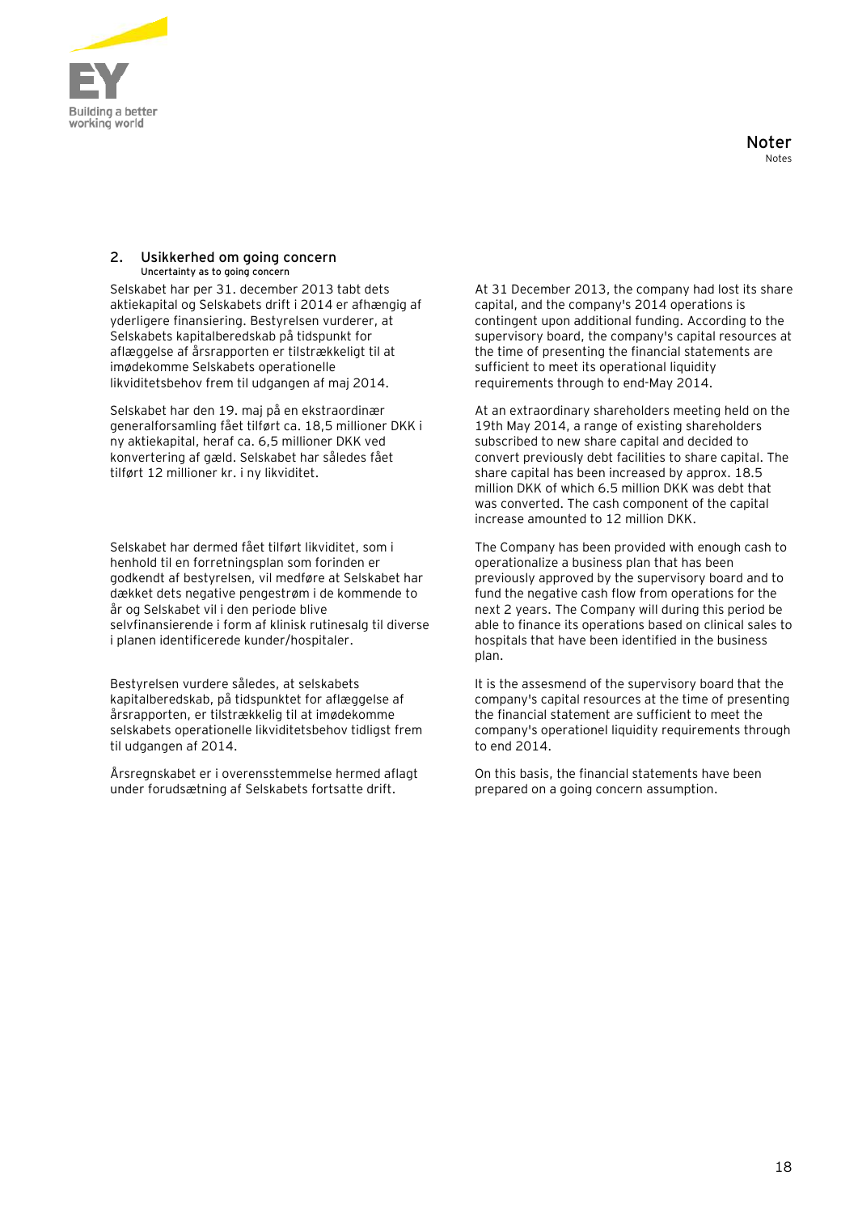## 2. Usikkerhed om going concern
**Uncertainty as to going concern**

Selskabet har per 31. december 2013 tabt dets aktiekapital og Selskabets drift i 2014 er afhængig af yderligere finansiering. Bestyrelsen vurderer, at Selskabets kapitalberedskab på tidspunkt for aflæggelse af årsrapporten er tilstrækkeligt til at imødekomme Selskabets operationelle likviditetsbehov frem til udgangen af maj 2014.

At 31 December 2013, the company had lost its share capital, and the company's 2014 operations is contingent upon additional funding. According to the supervisory board, the company's capital resources at the time of presenting the financial statements are sufficient to meet its operational liquidity requirements through to end-May 2014.

Selskabet har den 19. maj på en ekstraordinær generalforsamling fået tilført ca. 18,5 millioner DKK i ny aktiekapital, heraf ca. 6,5 millioner DKK ved konvertering af gæld. Selskabet har således fået tilført 12 millioner kr. i ny likviditet.

At an extraordinary shareholders meeting held on the 19th May 2014, a range of existing shareholders subscribed to new share capital and decided to convert previously debt facilities to share capital. The share capital has been increased by approx. 18.5 million DKK of which 6.5 million DKK was debt that was converted. The cash component of the capital increase amounted to 12 million DKK.

Selskabet har dermed fået tilført likviditet, som i henhold til en forretningsplan som forinden er godkendt af bestyrelsen, vil medføre at Selskabet har dækket dets negative pengestrøm i de kommende to år og Selskabet vil i den periode blive selvfinansierende i form af klinisk rutinesalg til diverse i planen identificerede kunder/hospitaler.

The Company has been provided with enough cash to operationalize a business plan that has been previously approved by the supervisory board and to fund the negative cash flow from operations for the next 2 years. The Company will during this period be able to finance its operations based on clinical sales to hospitals that have been identified in the business plan.

Bestyrelsen vurdere således, at selskabets kapitalberedskab, på tidspunktet for aflæggelse af årsrapporten, er tilstrækkelig til at imødekomme selskabets operationelle likviditetsbehov tidligst frem til udgangen af 2014.

It is the assesmend of the supervisory board that the company's capital resources at the time of presenting the financial statement are sufficient to meet the company's operationel liquidity requirements through to end 2014.

Årsregnskabet er i overensstemmelse hermed aflagt under forudsætning af Selskabets fortsatte drift.

On this basis, the financial statements have been prepared on a going concern assumption.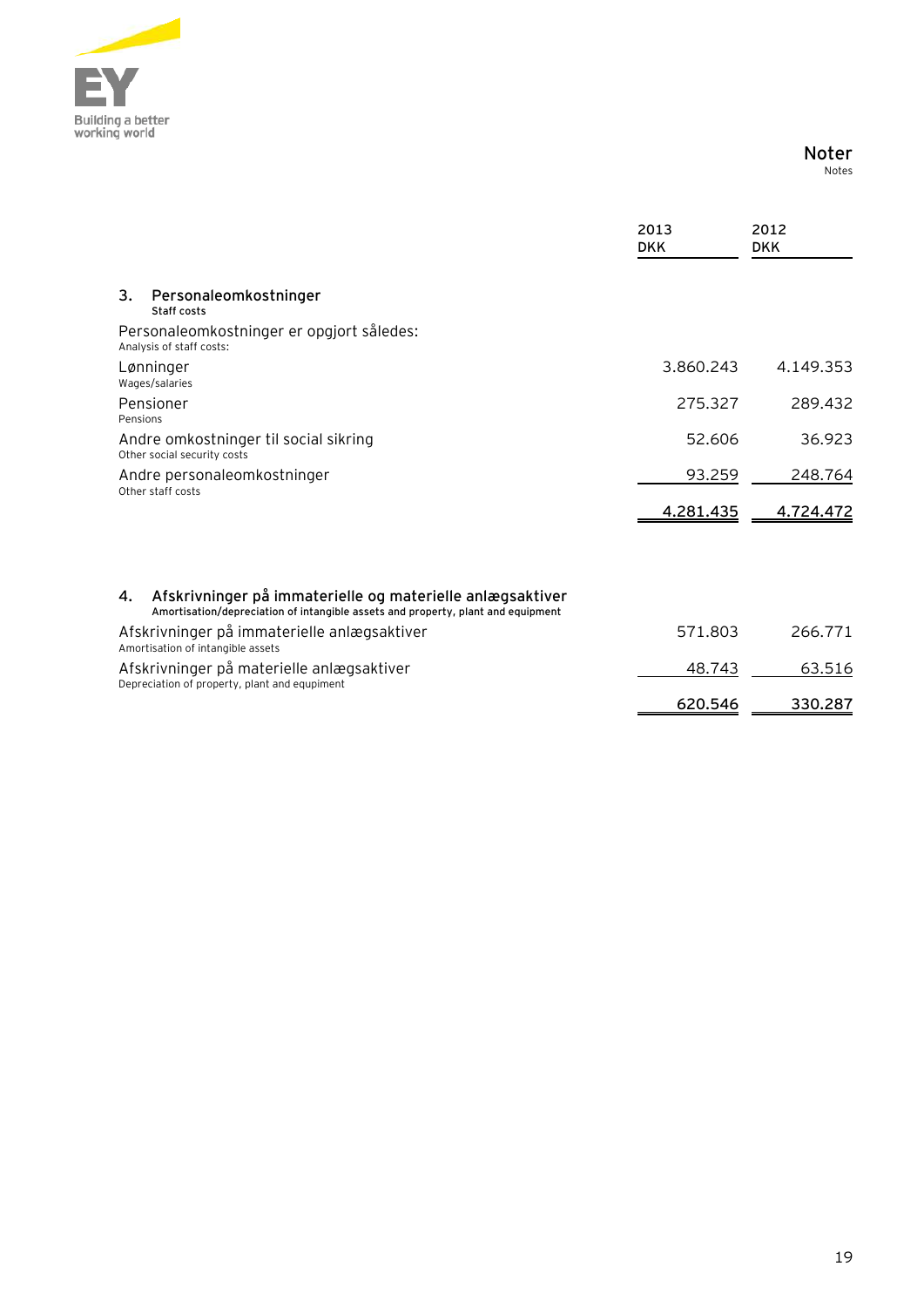## Noter
Notes

| | 2013 DKK | 2012 DKK |
|---|---|---|
| **3. Personaleomkostninger** <br> **Staff costs** | | |
| Personaleomkostninger er opgjort således: <br> Analysis of staff costs: | | |
| Lønninger <br> Wages/salaries | 3.860.243 | 4.149.353 |
| Pensioner <br> Pensions | 275.327 | 289.432 |
| Andre omkostninger til social sikring <br> Other social security costs | 52.606 | 36.923 |
| Andre personaleomkostninger <br> Other staff costs | 93.259 | 248.764 |
| | 4.281.435 | 4.724.472 |

| | 2013 DKK | 2012 DKK |
|---|---|---|
| **4. Afskrivninger på immaterielle og materielle anlægsaktiver** <br> **Amortisation/depreciation of intangible assets and property, plant and equipment** | | |
| Afskrivninger på immaterielle anlægsaktiver <br> Amortisation of intangible assets | 571.803 | 266.771 |
| Afskrivninger på materielle anlægsaktiver <br> Depreciation of property, plant and equipment | 48.743 | 63.516 |
| | 620.546 | 330.287 |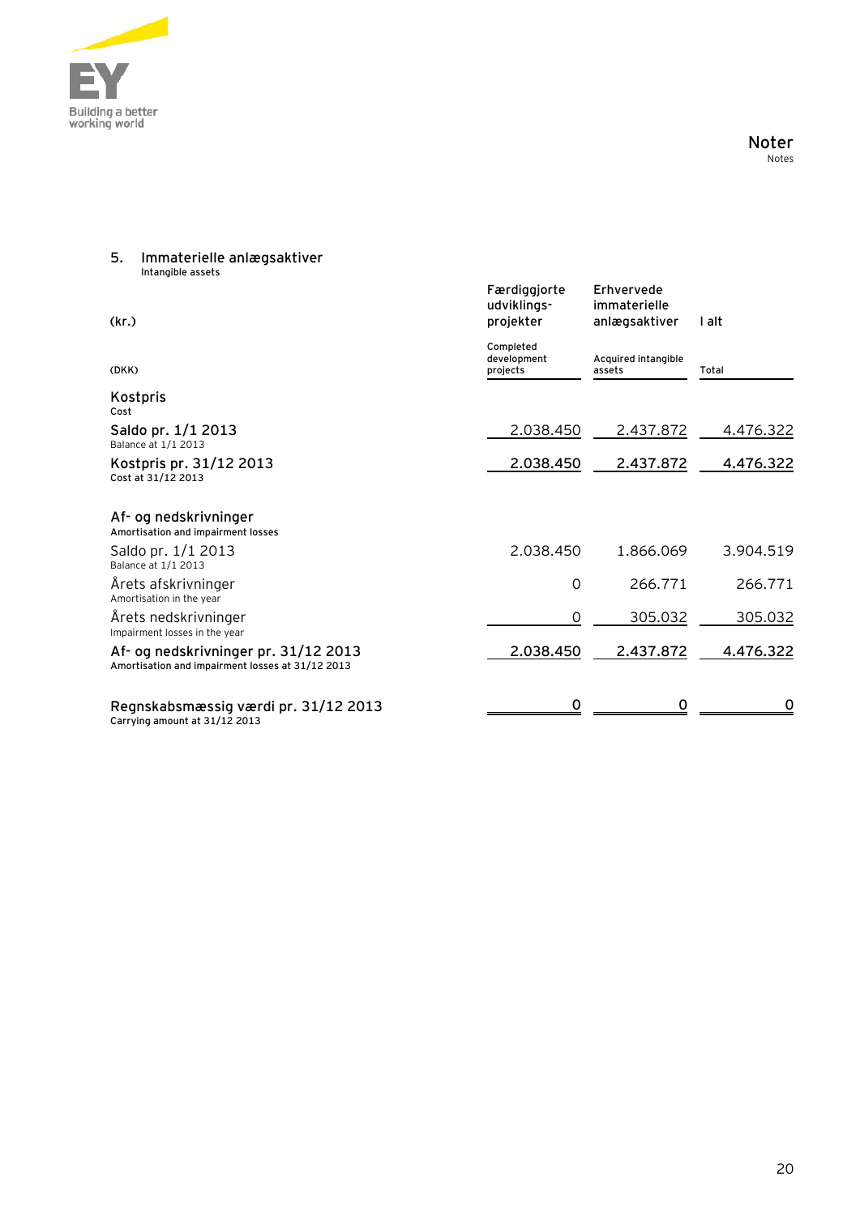## Noter
Notes

### 5. Immaterielle anlægsaktiver
Intangible assets

| (kr.) (DKK) | Færdiggjorte udviklings-projekter Completed development projects | Erhvervede immaterielle anlægsaktiver Acquired intangible assets | I alt Total |
|---|---|---|---|
| **Kostpris** Cost | | | |
| Saldo pr. 1/1 2013 Balance at 1/1 2013 | 2.038.450 | 2.437.872 | 4.476.322 |
| **Kostpris pr. 31/12 2013** Cost at 31/12 2013 | **2.038.450** | **2.437.872** | **4.476.322** |
| **Af- og nedskrivninger** Amortisation and impairment losses | | | |
| Saldo pr. 1/1 2013 Balance at 1/1 2013 | 2.038.450 | 1.866.069 | 3.904.519 |
| Årets afskrivninger Amortisation in the year | 0 | 266.771 | 266.771 |
| Årets nedskrivninger Impairment losses in the year | 0 | 305.032 | 305.032 |
| **Af- og nedskrivninger pr. 31/12 2013** Amortisation and impairment losses at 31/12 2013 | **2.038.450** | **2.437.872** | **4.476.322** |
| **Regnskabsmæssig værdi pr. 31/12 2013** Carrying amount at 31/12 2013 | **0** | **0** | **0** |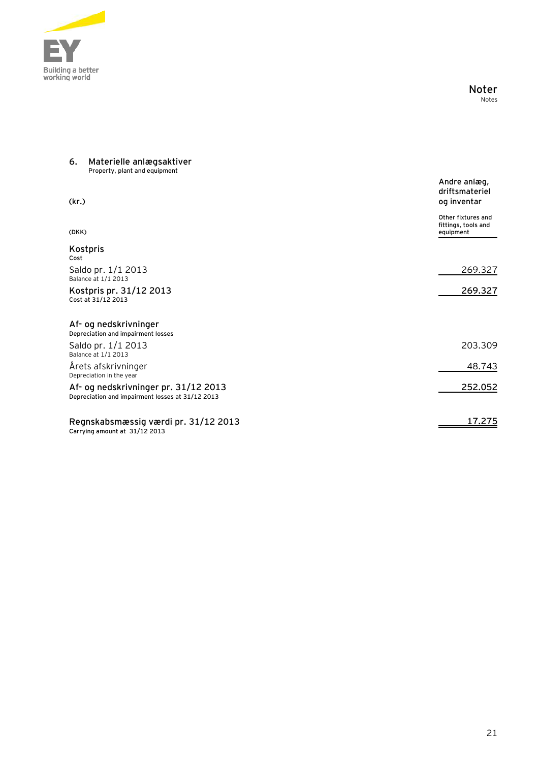## 6. Materielle anlægsaktiver
Property, plant and equipment

| (kr.)<br>(DKK) | Andre anlæg, driftsmateriel og inventar<br>Other fixtures and fittings, tools and equipment |
|---|---|
| **Kostpris**<br>Cost | |
| Saldo pr. 1/1 2013<br>Balance at 1/1 2013 | 269.327 |
| **Kostpris pr. 31/12 2013**<br>Cost at 31/12 2013 | **269.327** |
| **Af- og nedskrivninger**<br>Depreciation and impairment losses | |
| Saldo pr. 1/1 2013<br>Balance at 1/1 2013 | 203.309 |
| Årets afskrivninger<br>Depreciation in the year | 48.743 |
| **Af- og nedskrivninger pr. 31/12 2013**<br>Depreciation and impairment losses at 31/12 2013 | **252.052** |
| **Regnskabsmæssig værdi pr. 31/12 2013**<br>Carrying amount at 31/12 2013 | **17.275** |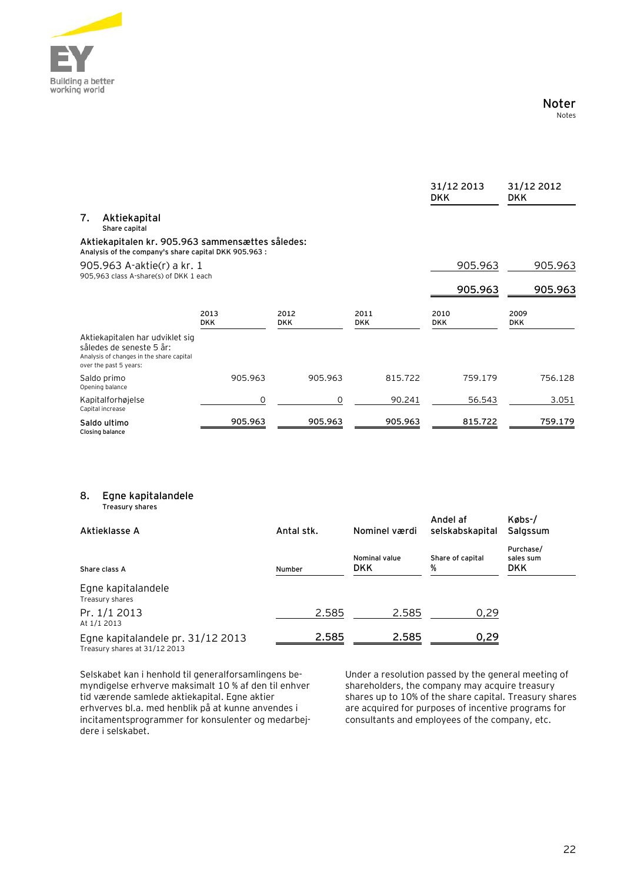## Noter
Notes

|  | 31/12 2013<br>DKK | 31/12 2012<br>DKK |
|---|---|---|
| **7. Aktiekapital**<br>Share capital | | |
| **Aktiekapitalen kr. 905.963 sammensættes således:**<br>Analysis of the company's share capital DKK 905.963 : | | |
| 905.963 A-aktie(r) a kr. 1<br>905,963 class A-share(s) of DKK 1 each | 905.963 | 905.963 |
| | 905.963 | 905.963 |

| | 2013<br>DKK | 2012<br>DKK | 2011<br>DKK | 2010<br>DKK | 2009<br>DKK |
|---|---|---|---|---|---|
| Aktiekapitalen har udviklet sig således de seneste 5 år:<br>Analysis of changes in the share capital over the past 5 years: | | | | | |
| Saldo primo<br>Opening balance | 905.963 | 905.963 | 815.722 | 759.179 | 756.128 |
| Kapitalforhøjelse<br>Capital increase | 0 | 0 | 90.241 | 56.543 | 3.051 |
| **Saldo ultimo**<br>Closing balance | 905.963 | 905.963 | 905.963 | 815.722 | 759.179 |

### 8. Egne kapitalandele
Treasury shares

| Aktieklasse A<br>Share class A | Antal stk.<br>Number | Nominel værdi<br>Nominal value DKK | Andel af selskabskapital<br>Share of capital % | Købs-/ Salgssum<br>Purchase/ sales sum DKK |
|---|---|---|---|---|
| Egne kapitalandele<br>Treasury shares | | | | |
| Pr. 1/1 2013<br>At 1/1 2013 | 2.585 | 2.585 | 0,29 | |
| Egne kapitalandele pr. 31/12 2013<br>Treasury shares at 31/12 2013 | 2.585 | 2.585 | 0,29 | |

Selskabet kan i henhold til generalforsamlingens bemyndigelse erhverve maksimalt 10 % af den til enhver tid værende samlede aktiekapital. Egne aktier erhverves bl.a. med henblik på at kunne anvendes i incitamentsprogrammer for konsulenter og medarbejdere i selskabet.

Under a resolution passed by the general meeting of shareholders, the company may acquire treasury shares up to 10% of the share capital. Treasury shares are acquired for purposes of incentive programs for consultants and employees of the company, etc.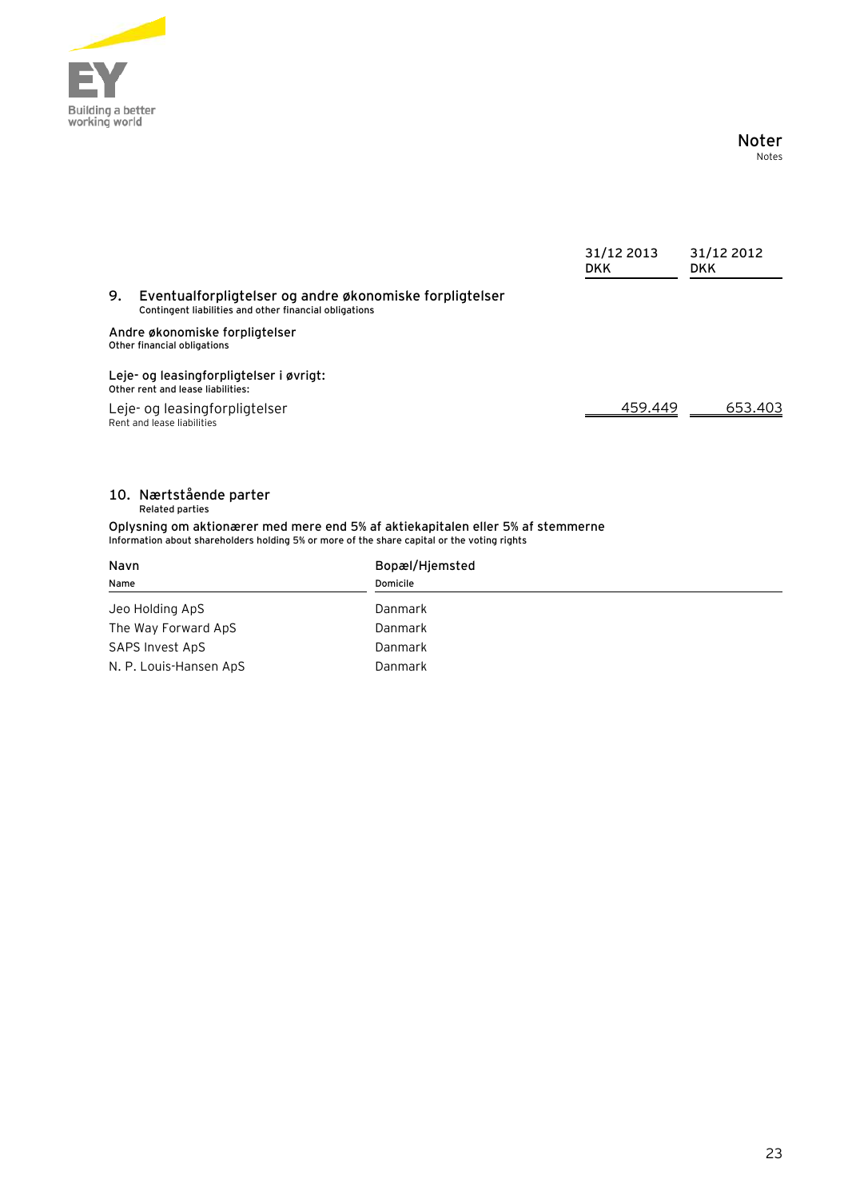# Noter
Notes

| | 31/12 2013 DKK | 31/12 2012 DKK |
|---|---|---|
| **9. Eventualforpligtelser og andre økonomiske forpligtelser**<br>Contingent liabilities and other financial obligations | | |
| **Andre økonomiske forpligtelser**<br>Other financial obligations | | |
| **Leje- og leasingforpligtelser i øvrigt:**<br>Other rent and lease liabilities: | | |
| Leje- og leasingforpligtelser<br>Rent and lease liabilities | 459.449 | 653.403 |

## 10. Nærtstående parter
Related parties

**Oplysning om aktionærer med mere end 5% af aktiekapitalen eller 5% af stemmerne**
Information about shareholders holding 5% or more of the share capital or the voting rights

| Navn<br>Name | Bopæl/Hjemsted<br>Domicile |
|---|---|
| Jeo Holding ApS | Danmark |
| The Way Forward ApS | Danmark |
| SAPS Invest ApS | Danmark |
| N. P. Louis-Hansen ApS | Danmark |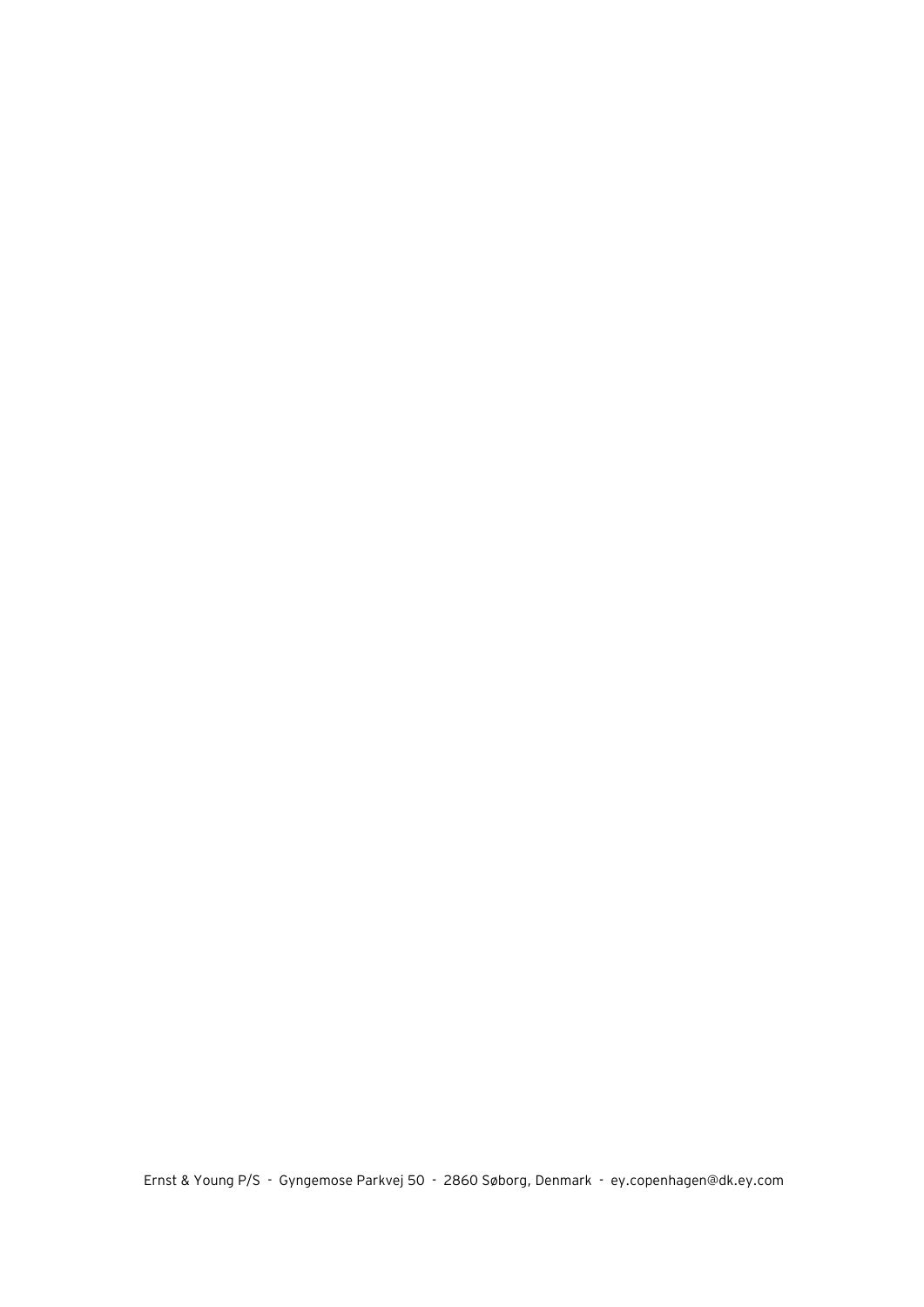Ernst & Young P/S - Gyngemose Parkvej 50 - 2860 Søborg, Denmark - ey.copenhagen@dk.ey.com